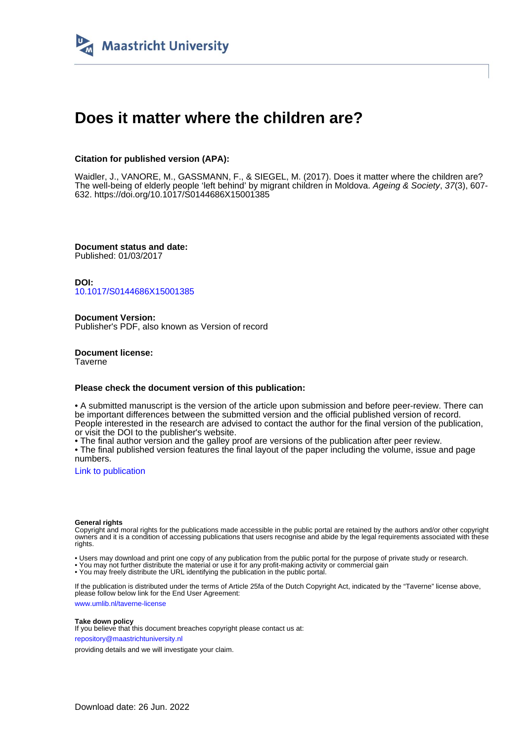Maastricht University

# Does it matter where the children are?

**Citation for published version (APA):**

Waidler, J., VANORE, M., GASSMANN, F., & SIEGEL, M. (2017). Does it matter where the children are? The well-being of elderly people 'left behind' by migrant children in Moldova. *Ageing & Society*, *37*(3), 607-632. https://doi.org/10.1017/S0144686X15001385

**Document status and date:**
Published: 01/03/2017

**DOI:**
10.1017/S0144686X15001385

**Document Version:**
Publisher's PDF, also known as Version of record

**Document license:**
Taverne

**Please check the document version of this publication:**

• A submitted manuscript is the version of the article upon submission and before peer-review. There can be important differences between the submitted version and the official published version of record. People interested in the research are advised to contact the author for the final version of the publication, or visit the DOI to the publisher's website.
• The final author version and the galley proof are versions of the publication after peer review.
• The final published version features the final layout of the paper including the volume, issue and page numbers.

Link to publication

**General rights**
Copyright and moral rights for the publications made accessible in the public portal are retained by the authors and/or other copyright owners and it is a condition of accessing publications that users recognise and abide by the legal requirements associated with these rights.

• Users may download and print one copy of any publication from the public portal for the purpose of private study or research.
• You may not further distribute the material or use it for any profit-making activity or commercial gain
• You may freely distribute the URL identifying the publication in the public portal.

If the publication is distributed under the terms of Article 25fa of the Dutch Copyright Act, indicated by the "Taverne" license above, please follow below link for the End User Agreement:

www.umlib.nl/taverne-license

**Take down policy**
If you believe that this document breaches copyright please contact us at:

repository@maastrichtuniversity.nl

providing details and we will investigate your claim.

Download date: 26 Jun. 2022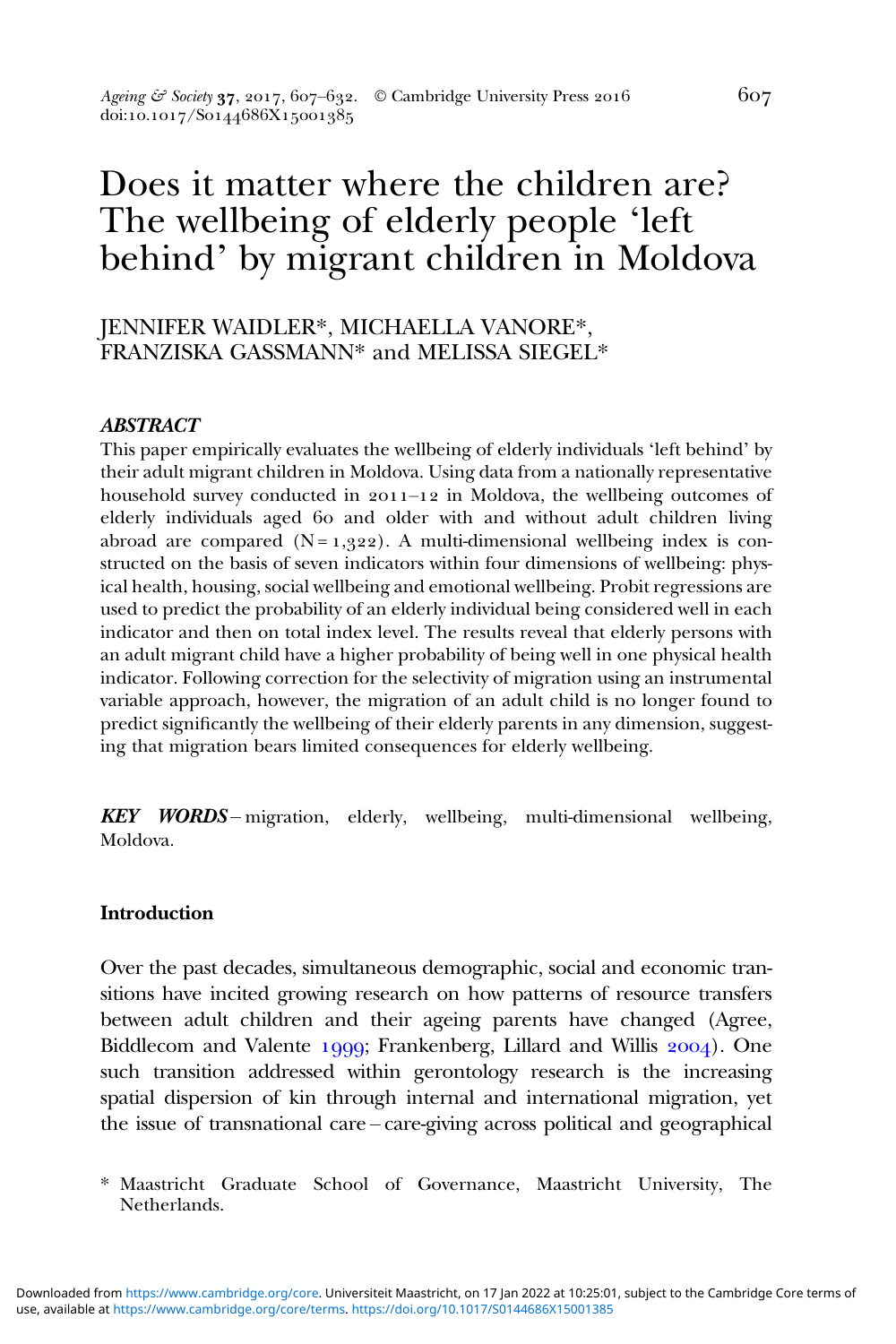# Does it matter where the children are? The wellbeing of elderly people 'left behind' by migrant children in Moldova

JENNIFER WAIDLER*, MICHAELLA VANORE*, FRANZISKA GASSMANN* and MELISSA SIEGEL*

## *ABSTRACT*

This paper empirically evaluates the wellbeing of elderly individuals 'left behind' by their adult migrant children in Moldova. Using data from a nationally representative household survey conducted in 2011–12 in Moldova, the wellbeing outcomes of elderly individuals aged 60 and older with and without adult children living abroad are compared (N = 1,322). A multi-dimensional wellbeing index is constructed on the basis of seven indicators within four dimensions of wellbeing: physical health, housing, social wellbeing and emotional wellbeing. Probit regressions are used to predict the probability of an elderly individual being considered well in each indicator and then on total index level. The results reveal that elderly persons with an adult migrant child have a higher probability of being well in one physical health indicator. Following correction for the selectivity of migration using an instrumental variable approach, however, the migration of an adult child is no longer found to predict significantly the wellbeing of their elderly parents in any dimension, suggesting that migration bears limited consequences for elderly wellbeing.

***KEY WORDS*** – migration, elderly, wellbeing, multi-dimensional wellbeing, Moldova.

### Introduction

Over the past decades, simultaneous demographic, social and economic transitions have incited growing research on how patterns of resource transfers between adult children and their ageing parents have changed (Agree, Biddlecom and Valente 1999; Frankenberg, Lillard and Willis 2004). One such transition addressed within gerontology research is the increasing spatial dispersion of kin through internal and international migration, yet the issue of transnational care – care-giving across political and geographical

\* Maastricht Graduate School of Governance, Maastricht University, The Netherlands.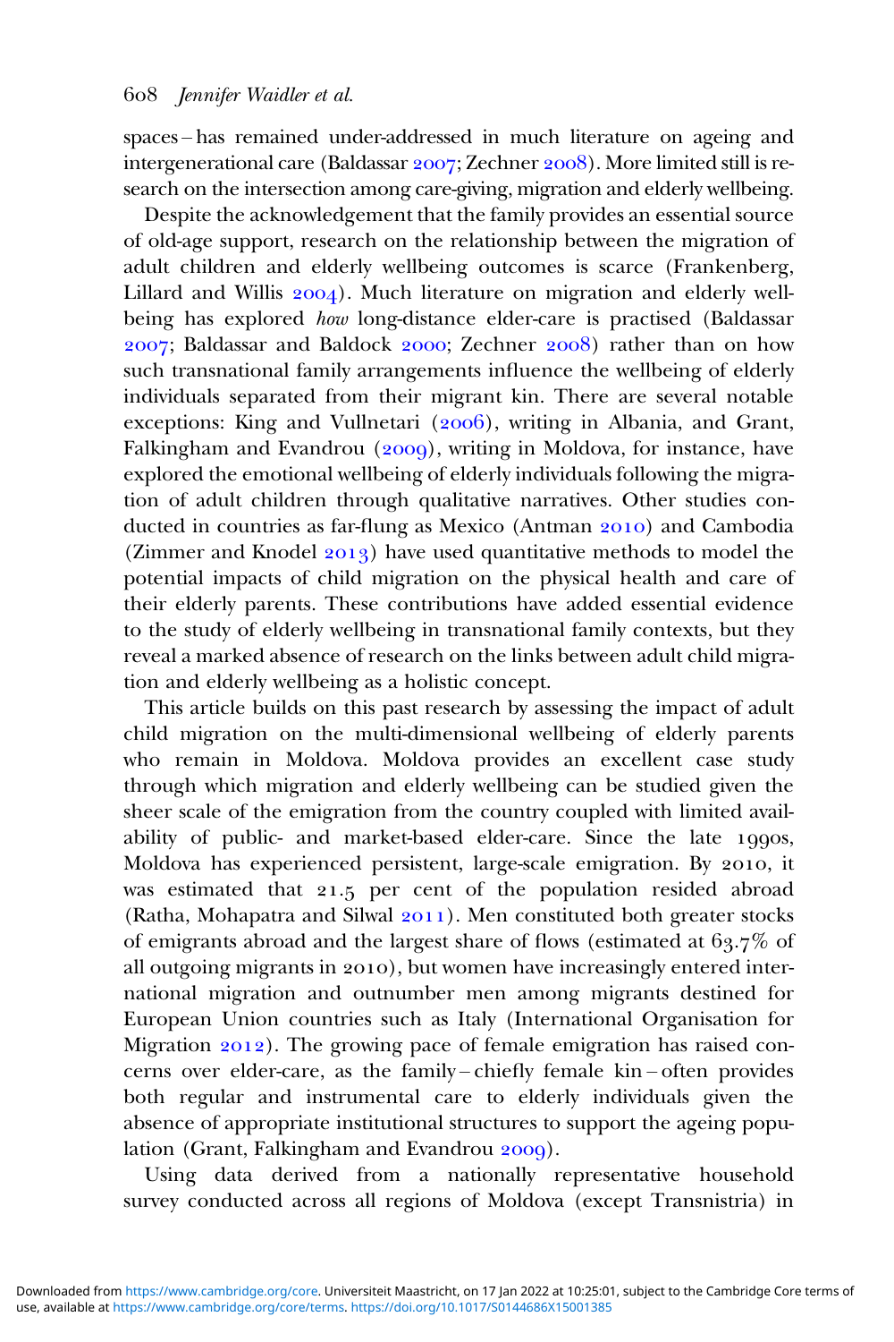spaces – has remained under-addressed in much literature on ageing and intergenerational care (Baldassar 2007; Zechner 2008). More limited still is research on the intersection among care-giving, migration and elderly wellbeing.

Despite the acknowledgement that the family provides an essential source of old-age support, research on the relationship between the migration of adult children and elderly wellbeing outcomes is scarce (Frankenberg, Lillard and Willis 2004). Much literature on migration and elderly wellbeing has explored *how* long-distance elder-care is practised (Baldassar 2007; Baldassar and Baldock 2000; Zechner 2008) rather than on how such transnational family arrangements influence the wellbeing of elderly individuals separated from their migrant kin. There are several notable exceptions: King and Vullnetari (2006), writing in Albania, and Grant, Falkingham and Evandrou (2009), writing in Moldova, for instance, have explored the emotional wellbeing of elderly individuals following the migration of adult children through qualitative narratives. Other studies conducted in countries as far-flung as Mexico (Antman 2010) and Cambodia (Zimmer and Knodel 2013) have used quantitative methods to model the potential impacts of child migration on the physical health and care of their elderly parents. These contributions have added essential evidence to the study of elderly wellbeing in transnational family contexts, but they reveal a marked absence of research on the links between adult child migration and elderly wellbeing as a holistic concept.

This article builds on this past research by assessing the impact of adult child migration on the multi-dimensional wellbeing of elderly parents who remain in Moldova. Moldova provides an excellent case study through which migration and elderly wellbeing can be studied given the sheer scale of the emigration from the country coupled with limited availability of public- and market-based elder-care. Since the late 1990s, Moldova has experienced persistent, large-scale emigration. By 2010, it was estimated that 21.5 per cent of the population resided abroad (Ratha, Mohapatra and Silwal 2011). Men constituted both greater stocks of emigrants abroad and the largest share of flows (estimated at 63.7% of all outgoing migrants in 2010), but women have increasingly entered international migration and outnumber men among migrants destined for European Union countries such as Italy (International Organisation for Migration 2012). The growing pace of female emigration has raised concerns over elder-care, as the family – chiefly female kin – often provides both regular and instrumental care to elderly individuals given the absence of appropriate institutional structures to support the ageing population (Grant, Falkingham and Evandrou 2009).

Using data derived from a nationally representative household survey conducted across all regions of Moldova (except Transnistria) in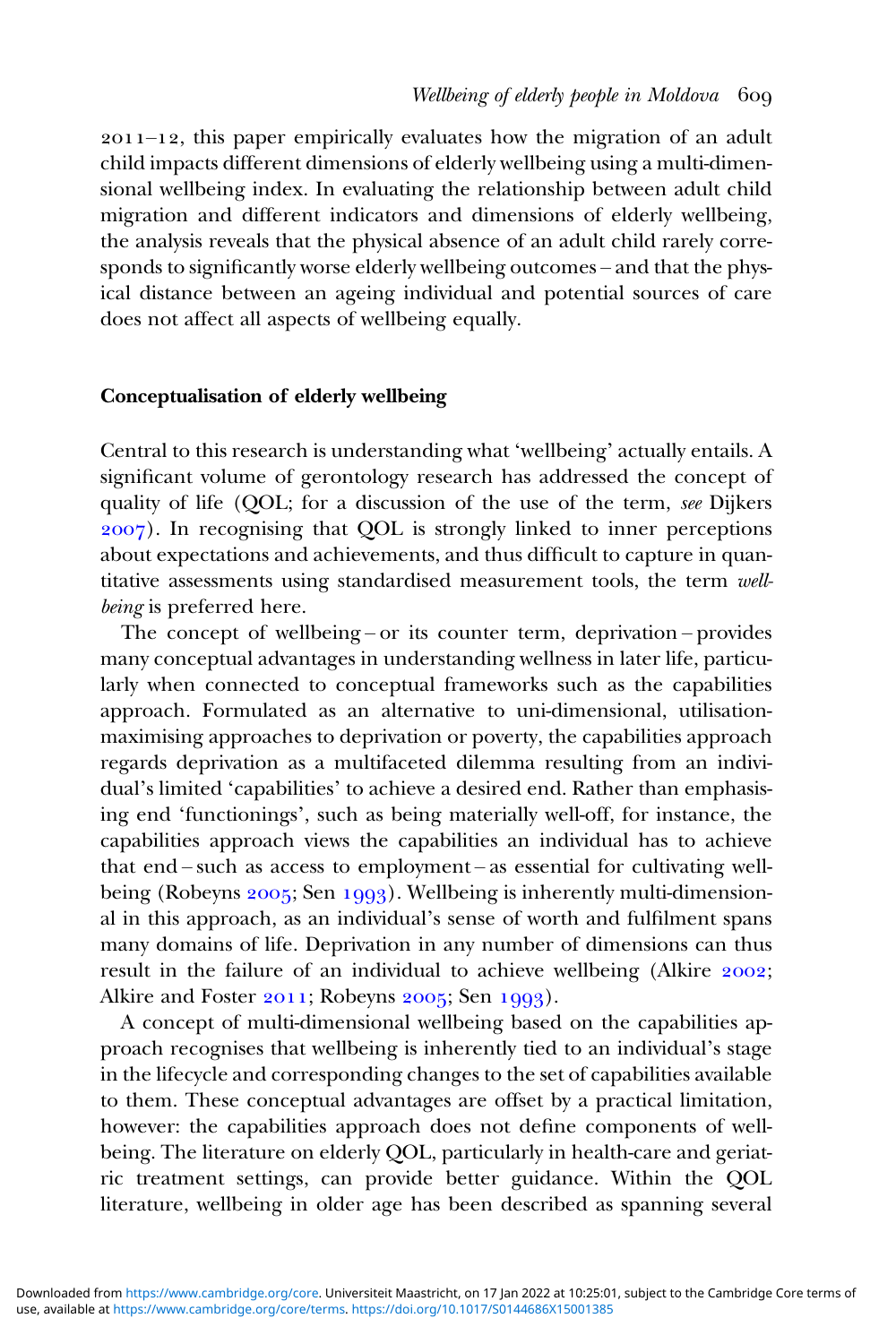2011–12, this paper empirically evaluates how the migration of an adult child impacts different dimensions of elderly wellbeing using a multi-dimensional wellbeing index. In evaluating the relationship between adult child migration and different indicators and dimensions of elderly wellbeing, the analysis reveals that the physical absence of an adult child rarely corresponds to significantly worse elderly wellbeing outcomes – and that the physical distance between an ageing individual and potential sources of care does not affect all aspects of wellbeing equally.

## Conceptualisation of elderly wellbeing

Central to this research is understanding what 'wellbeing' actually entails. A significant volume of gerontology research has addressed the concept of quality of life (QOL; for a discussion of the use of the term, *see* Dijkers 2007). In recognising that QOL is strongly linked to inner perceptions about expectations and achievements, and thus difficult to capture in quantitative assessments using standardised measurement tools, the term *wellbeing* is preferred here.

The concept of wellbeing – or its counter term, deprivation – provides many conceptual advantages in understanding wellness in later life, particularly when connected to conceptual frameworks such as the capabilities approach. Formulated as an alternative to uni-dimensional, utilisation-maximising approaches to deprivation or poverty, the capabilities approach regards deprivation as a multifaceted dilemma resulting from an individual's limited 'capabilities' to achieve a desired end. Rather than emphasising end 'functionings', such as being materially well-off, for instance, the capabilities approach views the capabilities an individual has to achieve that end – such as access to employment – as essential for cultivating wellbeing (Robeyns 2005; Sen 1993). Wellbeing is inherently multi-dimensional in this approach, as an individual's sense of worth and fulfilment spans many domains of life. Deprivation in any number of dimensions can thus result in the failure of an individual to achieve wellbeing (Alkire 2002; Alkire and Foster 2011; Robeyns 2005; Sen 1993).

A concept of multi-dimensional wellbeing based on the capabilities approach recognises that wellbeing is inherently tied to an individual's stage in the lifecycle and corresponding changes to the set of capabilities available to them. These conceptual advantages are offset by a practical limitation, however: the capabilities approach does not define components of wellbeing. The literature on elderly QOL, particularly in health-care and geriatric treatment settings, can provide better guidance. Within the QOL literature, wellbeing in older age has been described as spanning several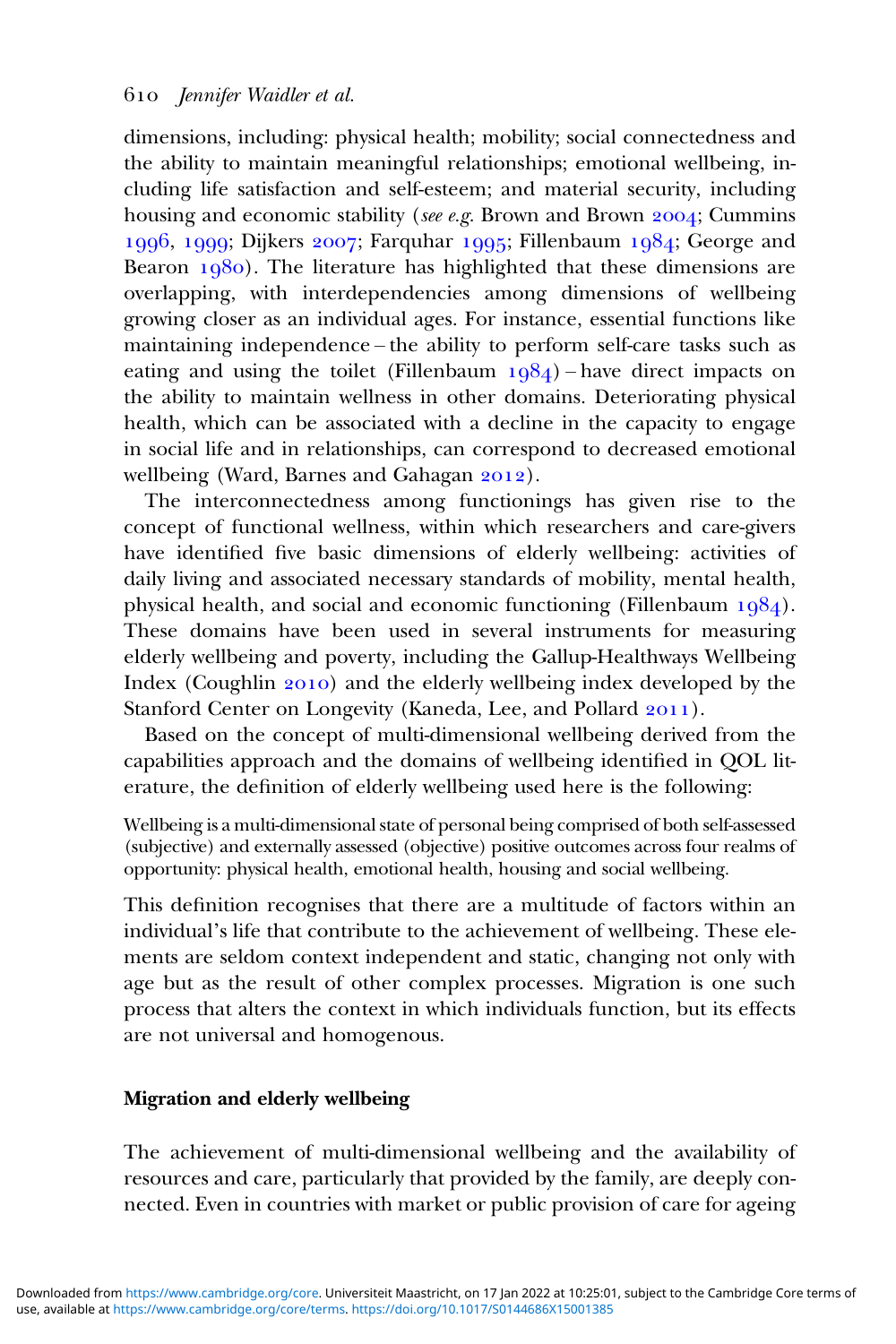dimensions, including: physical health; mobility; social connectedness and the ability to maintain meaningful relationships; emotional wellbeing, including life satisfaction and self-esteem; and material security, including housing and economic stability (*see e.g.* Brown and Brown 2004; Cummins 1996, 1999; Dijkers 2007; Farquhar 1995; Fillenbaum 1984; George and Bearon 1980). The literature has highlighted that these dimensions are overlapping, with interdependencies among dimensions of wellbeing growing closer as an individual ages. For instance, essential functions like maintaining independence – the ability to perform self-care tasks such as eating and using the toilet (Fillenbaum 1984) – have direct impacts on the ability to maintain wellness in other domains. Deteriorating physical health, which can be associated with a decline in the capacity to engage in social life and in relationships, can correspond to decreased emotional wellbeing (Ward, Barnes and Gahagan 2012).

The interconnectedness among functionings has given rise to the concept of functional wellness, within which researchers and care-givers have identified five basic dimensions of elderly wellbeing: activities of daily living and associated necessary standards of mobility, mental health, physical health, and social and economic functioning (Fillenbaum 1984). These domains have been used in several instruments for measuring elderly wellbeing and poverty, including the Gallup-Healthways Wellbeing Index (Coughlin 2010) and the elderly wellbeing index developed by the Stanford Center on Longevity (Kaneda, Lee, and Pollard 2011).

Based on the concept of multi-dimensional wellbeing derived from the capabilities approach and the domains of wellbeing identified in QOL literature, the definition of elderly wellbeing used here is the following:

> Wellbeing is a multi-dimensional state of personal being comprised of both self-assessed (subjective) and externally assessed (objective) positive outcomes across four realms of opportunity: physical health, emotional health, housing and social wellbeing.

This definition recognises that there are a multitude of factors within an individual's life that contribute to the achievement of wellbeing. These elements are seldom context independent and static, changing not only with age but as the result of other complex processes. Migration is one such process that alters the context in which individuals function, but its effects are not universal and homogenous.

## Migration and elderly wellbeing

The achievement of multi-dimensional wellbeing and the availability of resources and care, particularly that provided by the family, are deeply connected. Even in countries with market or public provision of care for ageing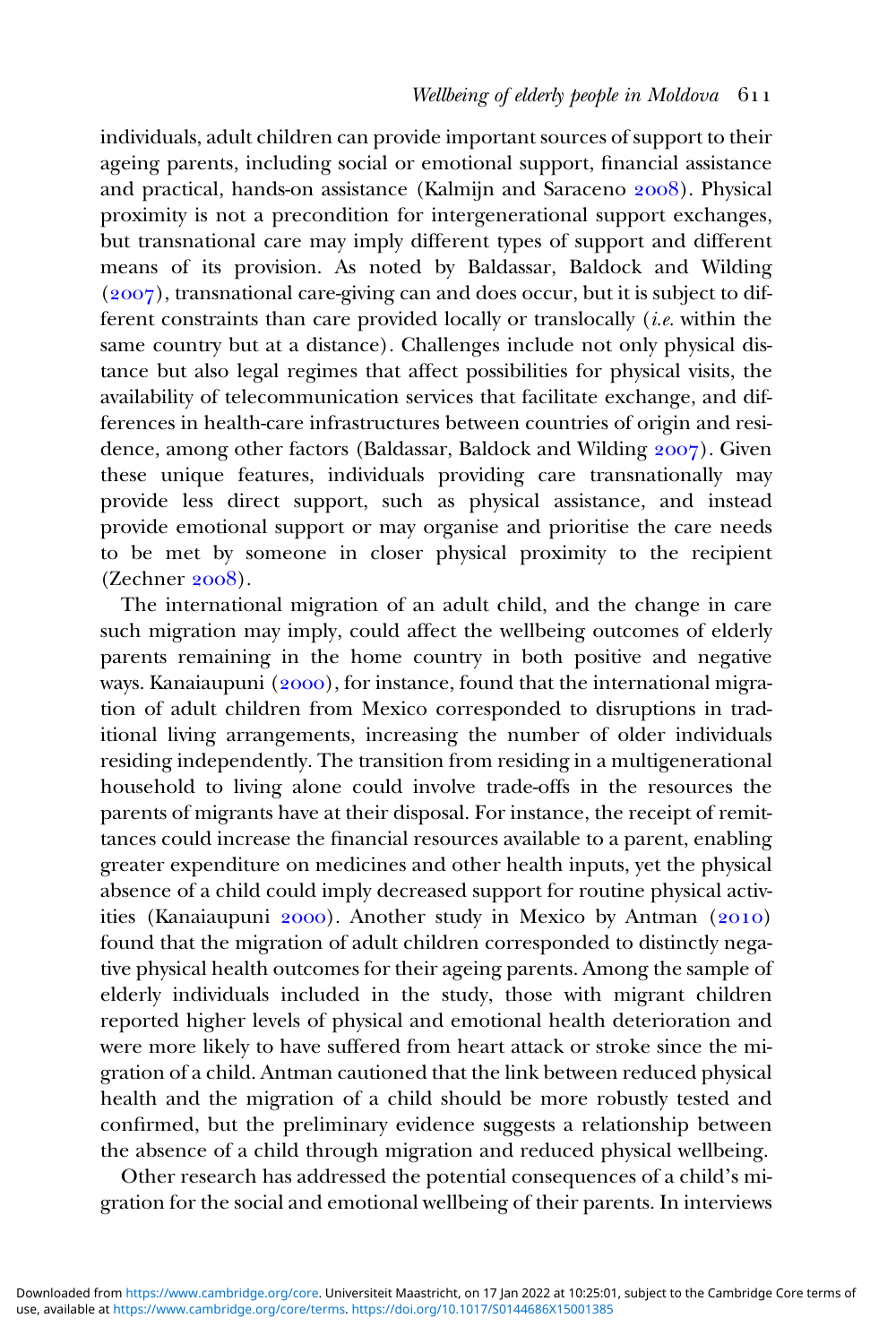individuals, adult children can provide important sources of support to their ageing parents, including social or emotional support, financial assistance and practical, hands-on assistance (Kalmijn and Saraceno 2008). Physical proximity is not a precondition for intergenerational support exchanges, but transnational care may imply different types of support and different means of its provision. As noted by Baldassar, Baldock and Wilding (2007), transnational care-giving can and does occur, but it is subject to different constraints than care provided locally or translocally (*i.e.* within the same country but at a distance). Challenges include not only physical distance but also legal regimes that affect possibilities for physical visits, the availability of telecommunication services that facilitate exchange, and differences in health-care infrastructures between countries of origin and residence, among other factors (Baldassar, Baldock and Wilding 2007). Given these unique features, individuals providing care transnationally may provide less direct support, such as physical assistance, and instead provide emotional support or may organise and prioritise the care needs to be met by someone in closer physical proximity to the recipient (Zechner 2008).

The international migration of an adult child, and the change in care such migration may imply, could affect the wellbeing outcomes of elderly parents remaining in the home country in both positive and negative ways. Kanaiaupuni (2000), for instance, found that the international migration of adult children from Mexico corresponded to disruptions in traditional living arrangements, increasing the number of older individuals residing independently. The transition from residing in a multigenerational household to living alone could involve trade-offs in the resources the parents of migrants have at their disposal. For instance, the receipt of remittances could increase the financial resources available to a parent, enabling greater expenditure on medicines and other health inputs, yet the physical absence of a child could imply decreased support for routine physical activities (Kanaiaupuni 2000). Another study in Mexico by Antman (2010) found that the migration of adult children corresponded to distinctly negative physical health outcomes for their ageing parents. Among the sample of elderly individuals included in the study, those with migrant children reported higher levels of physical and emotional health deterioration and were more likely to have suffered from heart attack or stroke since the migration of a child. Antman cautioned that the link between reduced physical health and the migration of a child should be more robustly tested and confirmed, but the preliminary evidence suggests a relationship between the absence of a child through migration and reduced physical wellbeing.

Other research has addressed the potential consequences of a child's migration for the social and emotional wellbeing of their parents. In interviews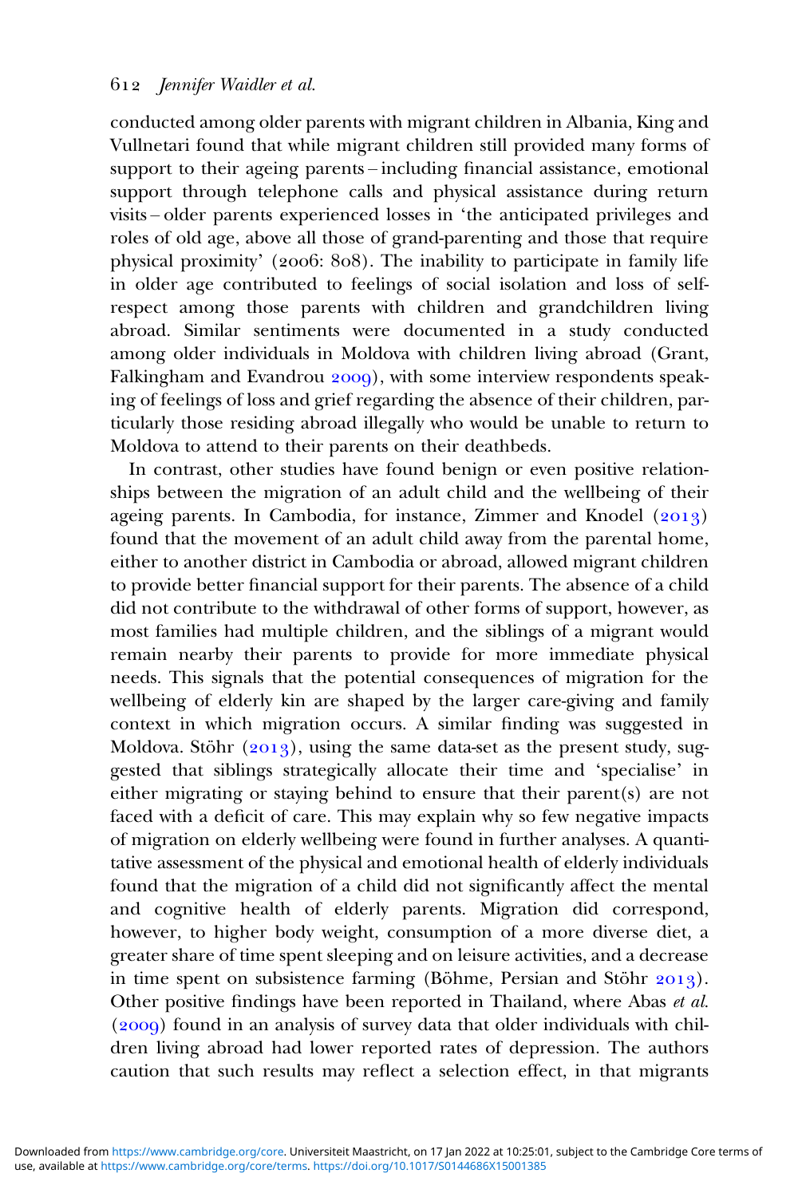conducted among older parents with migrant children in Albania, King and Vullnetari found that while migrant children still provided many forms of support to their ageing parents – including financial assistance, emotional support through telephone calls and physical assistance during return visits – older parents experienced losses in 'the anticipated privileges and roles of old age, above all those of grand-parenting and those that require physical proximity' (2006: 808). The inability to participate in family life in older age contributed to feelings of social isolation and loss of self-respect among those parents with children and grandchildren living abroad. Similar sentiments were documented in a study conducted among older individuals in Moldova with children living abroad (Grant, Falkingham and Evandrou 2009), with some interview respondents speaking of feelings of loss and grief regarding the absence of their children, particularly those residing abroad illegally who would be unable to return to Moldova to attend to their parents on their deathbeds.

In contrast, other studies have found benign or even positive relationships between the migration of an adult child and the wellbeing of their ageing parents. In Cambodia, for instance, Zimmer and Knodel (2013) found that the movement of an adult child away from the parental home, either to another district in Cambodia or abroad, allowed migrant children to provide better financial support for their parents. The absence of a child did not contribute to the withdrawal of other forms of support, however, as most families had multiple children, and the siblings of a migrant would remain nearby their parents to provide for more immediate physical needs. This signals that the potential consequences of migration for the wellbeing of elderly kin are shaped by the larger care-giving and family context in which migration occurs. A similar finding was suggested in Moldova. Stöhr (2013), using the same data-set as the present study, suggested that siblings strategically allocate their time and 'specialise' in either migrating or staying behind to ensure that their parent(s) are not faced with a deficit of care. This may explain why so few negative impacts of migration on elderly wellbeing were found in further analyses. A quantitative assessment of the physical and emotional health of elderly individuals found that the migration of a child did not significantly affect the mental and cognitive health of elderly parents. Migration did correspond, however, to higher body weight, consumption of a more diverse diet, a greater share of time spent sleeping and on leisure activities, and a decrease in time spent on subsistence farming (Böhme, Persian and Stöhr 2013). Other positive findings have been reported in Thailand, where Abas *et al.* (2009) found in an analysis of survey data that older individuals with children living abroad had lower reported rates of depression. The authors caution that such results may reflect a selection effect, in that migrants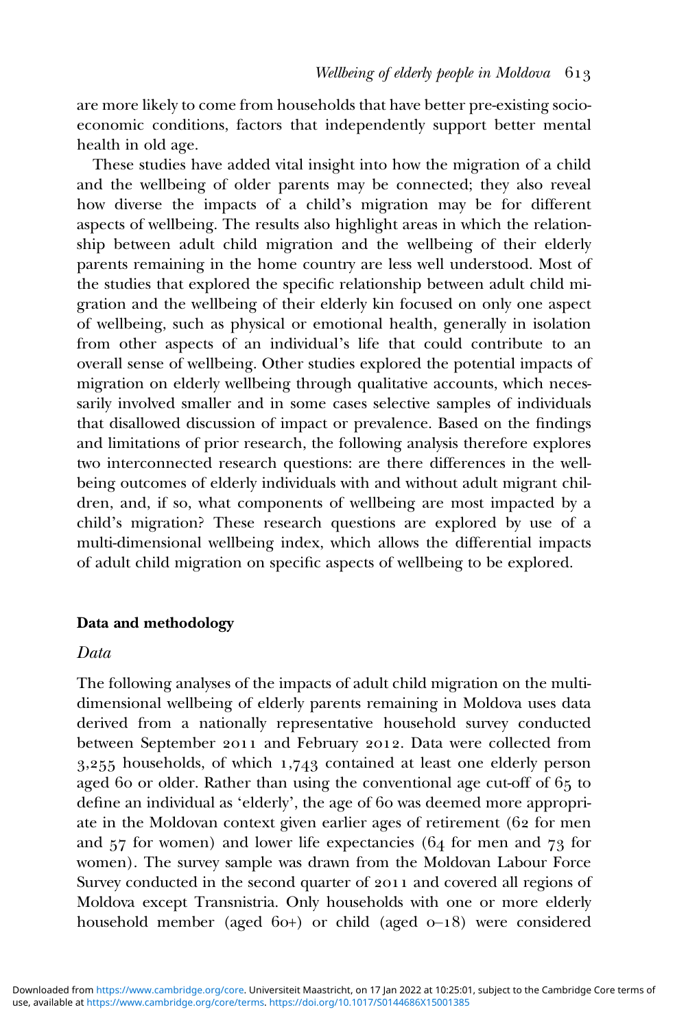are more likely to come from households that have better pre-existing socio-economic conditions, factors that independently support better mental health in old age.

These studies have added vital insight into how the migration of a child and the wellbeing of older parents may be connected; they also reveal how diverse the impacts of a child's migration may be for different aspects of wellbeing. The results also highlight areas in which the relationship between adult child migration and the wellbeing of their elderly parents remaining in the home country are less well understood. Most of the studies that explored the specific relationship between adult child migration and the wellbeing of their elderly kin focused on only one aspect of wellbeing, such as physical or emotional health, generally in isolation from other aspects of an individual's life that could contribute to an overall sense of wellbeing. Other studies explored the potential impacts of migration on elderly wellbeing through qualitative accounts, which necessarily involved smaller and in some cases selective samples of individuals that disallowed discussion of impact or prevalence. Based on the findings and limitations of prior research, the following analysis therefore explores two interconnected research questions: are there differences in the wellbeing outcomes of elderly individuals with and without adult migrant children, and, if so, what components of wellbeing are most impacted by a child's migration? These research questions are explored by use of a multi-dimensional wellbeing index, which allows the differential impacts of adult child migration on specific aspects of wellbeing to be explored.

## Data and methodology

### *Data*

The following analyses of the impacts of adult child migration on the multi-dimensional wellbeing of elderly parents remaining in Moldova uses data derived from a nationally representative household survey conducted between September 2011 and February 2012. Data were collected from 3,255 households, of which 1,743 contained at least one elderly person aged 60 or older. Rather than using the conventional age cut-off of 65 to define an individual as 'elderly', the age of 60 was deemed more appropriate in the Moldovan context given earlier ages of retirement (62 for men and 57 for women) and lower life expectancies (64 for men and 73 for women). The survey sample was drawn from the Moldovan Labour Force Survey conducted in the second quarter of 2011 and covered all regions of Moldova except Transnistria. Only households with one or more elderly household member (aged 60+) or child (aged 0–18) were considered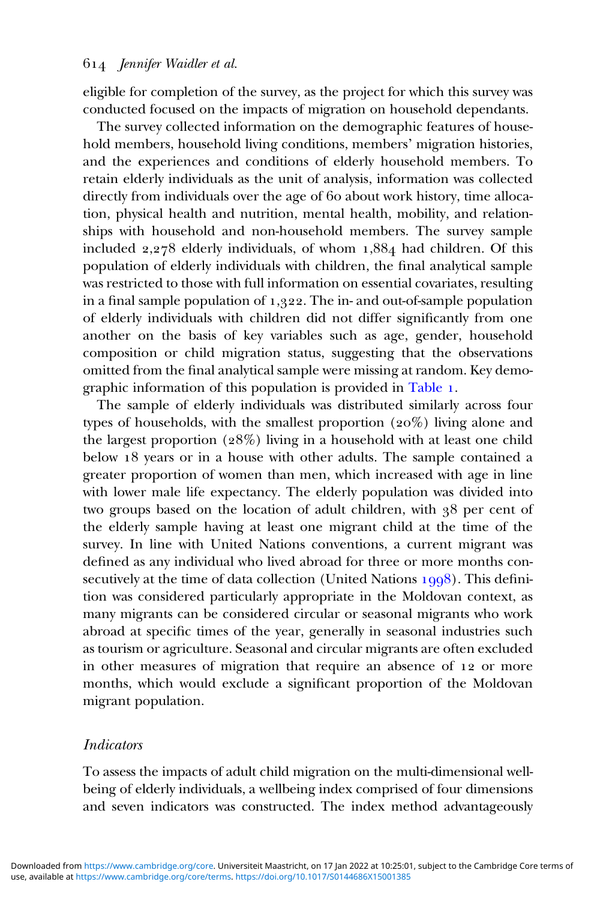eligible for completion of the survey, as the project for which this survey was conducted focused on the impacts of migration on household dependants.

The survey collected information on the demographic features of household members, household living conditions, members' migration histories, and the experiences and conditions of elderly household members. To retain elderly individuals as the unit of analysis, information was collected directly from individuals over the age of 60 about work history, time allocation, physical health and nutrition, mental health, mobility, and relationships with household and non-household members. The survey sample included 2,278 elderly individuals, of whom 1,884 had children. Of this population of elderly individuals with children, the final analytical sample was restricted to those with full information on essential covariates, resulting in a final sample population of 1,322. The in- and out-of-sample population of elderly individuals with children did not differ significantly from one another on the basis of key variables such as age, gender, household composition or child migration status, suggesting that the observations omitted from the final analytical sample were missing at random. Key demographic information of this population is provided in Table 1.

The sample of elderly individuals was distributed similarly across four types of households, with the smallest proportion (20%) living alone and the largest proportion (28%) living in a household with at least one child below 18 years or in a house with other adults. The sample contained a greater proportion of women than men, which increased with age in line with lower male life expectancy. The elderly population was divided into two groups based on the location of adult children, with 38 per cent of the elderly sample having at least one migrant child at the time of the survey. In line with United Nations conventions, a current migrant was defined as any individual who lived abroad for three or more months consecutively at the time of data collection (United Nations 1998). This definition was considered particularly appropriate in the Moldovan context, as many migrants can be considered circular or seasonal migrants who work abroad at specific times of the year, generally in seasonal industries such as tourism or agriculture. Seasonal and circular migrants are often excluded in other measures of migration that require an absence of 12 or more months, which would exclude a significant proportion of the Moldovan migrant population.

### *Indicators*

To assess the impacts of adult child migration on the multi-dimensional wellbeing of elderly individuals, a wellbeing index comprised of four dimensions and seven indicators was constructed. The index method advantageously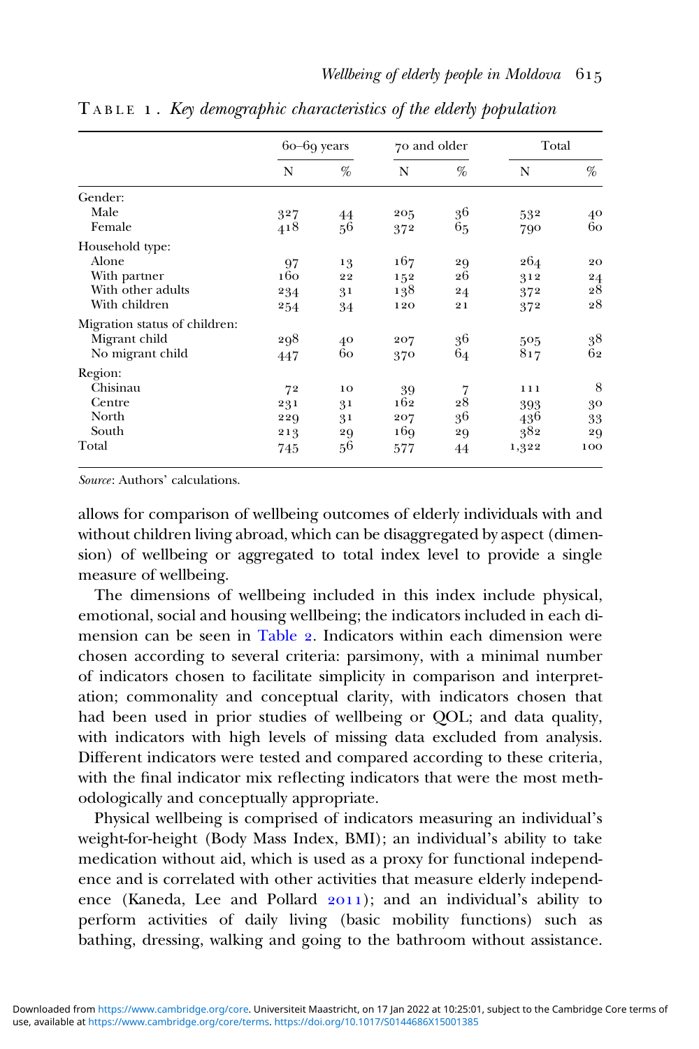TABLE 1. *Key demographic characteristics of the elderly population*

| | 60–69 years | | 70 and older | | Total | |
|---|---|---|---|---|---|---|
| | N | % | N | % | N | % |
| Gender: | | | | | | |
| Male | 327 | 44 | 205 | 36 | 532 | 40 |
| Female | 418 | 56 | 372 | 65 | 790 | 60 |
| Household type: | | | | | | |
| Alone | 97 | 13 | 167 | 29 | 264 | 20 |
| With partner | 160 | 22 | 152 | 26 | 312 | 24 |
| With other adults | 234 | 31 | 138 | 24 | 372 | 28 |
| With children | 254 | 34 | 120 | 21 | 372 | 28 |
| Migration status of children: | | | | | | |
| Migrant child | 298 | 40 | 207 | 36 | 505 | 38 |
| No migrant child | 447 | 60 | 370 | 64 | 817 | 62 |
| Region: | | | | | | |
| Chisinau | 72 | 10 | 39 | 7 | 111 | 8 |
| Centre | 231 | 31 | 162 | 28 | 393 | 30 |
| North | 229 | 31 | 207 | 36 | 436 | 33 |
| South | 213 | 29 | 169 | 29 | 382 | 29 |
| Total | 745 | 56 | 577 | 44 | 1,322 | 100 |

*Source*: Authors' calculations.

allows for comparison of wellbeing outcomes of elderly individuals with and without children living abroad, which can be disaggregated by aspect (dimension) of wellbeing or aggregated to total index level to provide a single measure of wellbeing.

The dimensions of wellbeing included in this index include physical, emotional, social and housing wellbeing; the indicators included in each dimension can be seen in Table 2. Indicators within each dimension were chosen according to several criteria: parsimony, with a minimal number of indicators chosen to facilitate simplicity in comparison and interpretation; commonality and conceptual clarity, with indicators chosen that had been used in prior studies of wellbeing or QOL; and data quality, with indicators with high levels of missing data excluded from analysis. Different indicators were tested and compared according to these criteria, with the final indicator mix reflecting indicators that were the most methodologically and conceptually appropriate.

Physical wellbeing is comprised of indicators measuring an individual's weight-for-height (Body Mass Index, BMI); an individual's ability to take medication without aid, which is used as a proxy for functional independence and is correlated with other activities that measure elderly independence (Kaneda, Lee and Pollard 2011); and an individual's ability to perform activities of daily living (basic mobility functions) such as bathing, dressing, walking and going to the bathroom without assistance.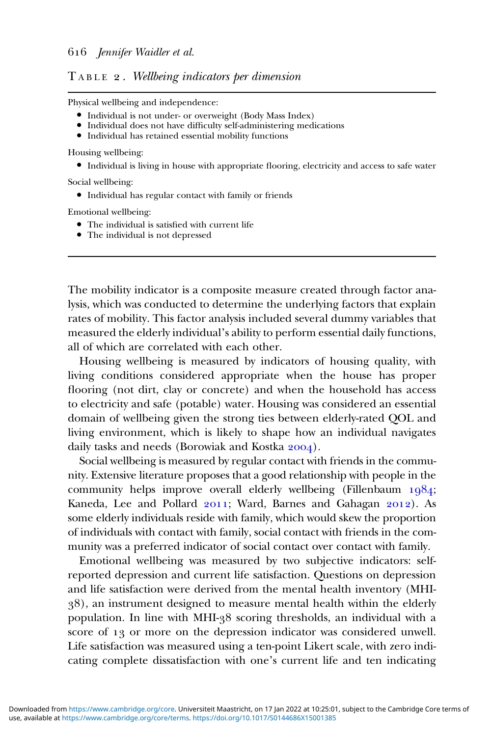TABLE 2. *Wellbeing indicators per dimension*

Physical wellbeing and independence:

- Individual is not under- or overweight (Body Mass Index)
- Individual does not have difficulty self-administering medications
- Individual has retained essential mobility functions

Housing wellbeing:

- Individual is living in house with appropriate flooring, electricity and access to safe water

Social wellbeing:

- Individual has regular contact with family or friends

Emotional wellbeing:

- The individual is satisfied with current life
- The individual is not depressed

The mobility indicator is a composite measure created through factor analysis, which was conducted to determine the underlying factors that explain rates of mobility. This factor analysis included several dummy variables that measured the elderly individual's ability to perform essential daily functions, all of which are correlated with each other.

Housing wellbeing is measured by indicators of housing quality, with living conditions considered appropriate when the house has proper flooring (not dirt, clay or concrete) and when the household has access to electricity and safe (potable) water. Housing was considered an essential domain of wellbeing given the strong ties between elderly-rated QOL and living environment, which is likely to shape how an individual navigates daily tasks and needs (Borowiak and Kostka 2004).

Social wellbeing is measured by regular contact with friends in the community. Extensive literature proposes that a good relationship with people in the community helps improve overall elderly wellbeing (Fillenbaum 1984; Kaneda, Lee and Pollard 2011; Ward, Barnes and Gahagan 2012). As some elderly individuals reside with family, which would skew the proportion of individuals with contact with family, social contact with friends in the community was a preferred indicator of social contact over contact with family.

Emotional wellbeing was measured by two subjective indicators: self-reported depression and current life satisfaction. Questions on depression and life satisfaction were derived from the mental health inventory (MHI-38), an instrument designed to measure mental health within the elderly population. In line with MHI-38 scoring thresholds, an individual with a score of 13 or more on the depression indicator was considered unwell. Life satisfaction was measured using a ten-point Likert scale, with zero indicating complete dissatisfaction with one's current life and ten indicating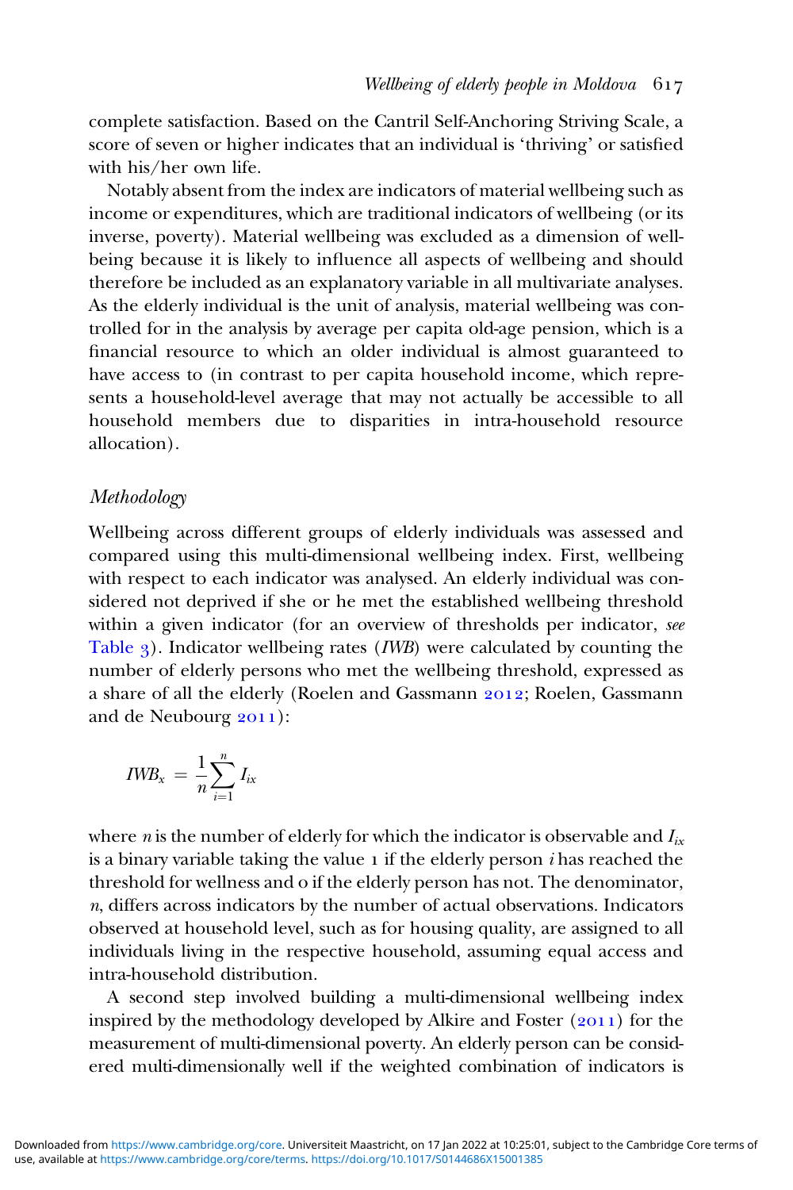complete satisfaction. Based on the Cantril Self-Anchoring Striving Scale, a score of seven or higher indicates that an individual is 'thriving' or satisfied with his/her own life.

Notably absent from the index are indicators of material wellbeing such as income or expenditures, which are traditional indicators of wellbeing (or its inverse, poverty). Material wellbeing was excluded as a dimension of wellbeing because it is likely to influence all aspects of wellbeing and should therefore be included as an explanatory variable in all multivariate analyses. As the elderly individual is the unit of analysis, material wellbeing was controlled for in the analysis by average per capita old-age pension, which is a financial resource to which an older individual is almost guaranteed to have access to (in contrast to per capita household income, which represents a household-level average that may not actually be accessible to all household members due to disparities in intra-household resource allocation).

### *Methodology*

Wellbeing across different groups of elderly individuals was assessed and compared using this multi-dimensional wellbeing index. First, wellbeing with respect to each indicator was analysed. An elderly individual was considered not deprived if she or he met the established wellbeing threshold within a given indicator (for an overview of thresholds per indicator, *see* Table 3). Indicator wellbeing rates (*IWB*) were calculated by counting the number of elderly persons who met the wellbeing threshold, expressed as a share of all the elderly (Roelen and Gassmann 2012; Roelen, Gassmann and de Neubourg 2011):

$$IWB_x = \frac{1}{n}\sum_{i=1}^{n} I_{ix}$$

where $n$ is the number of elderly for which the indicator is observable and $I_{ix}$ is a binary variable taking the value 1 if the elderly person $i$ has reached the threshold for wellness and 0 if the elderly person has not. The denominator, $n$, differs across indicators by the number of actual observations. Indicators observed at household level, such as for housing quality, are assigned to all individuals living in the respective household, assuming equal access and intra-household distribution.

A second step involved building a multi-dimensional wellbeing index inspired by the methodology developed by Alkire and Foster (2011) for the measurement of multi-dimensional poverty. An elderly person can be considered multi-dimensionally well if the weighted combination of indicators is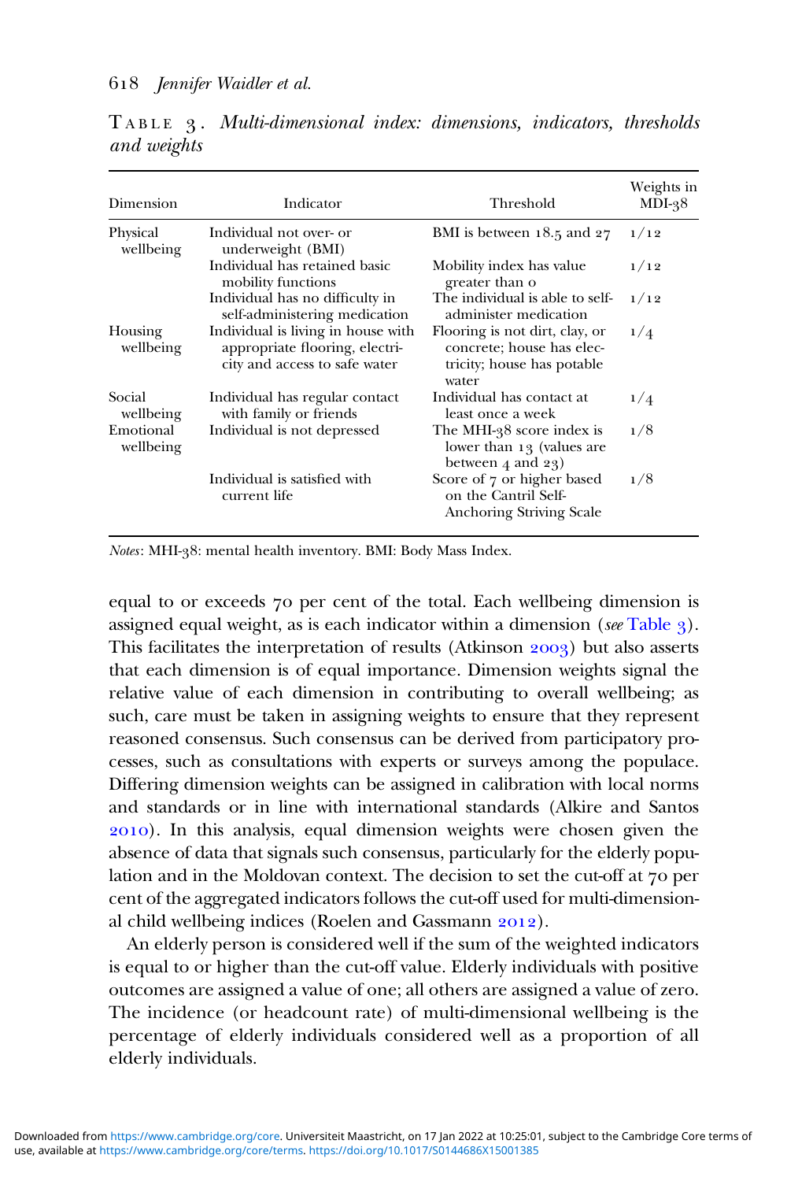TABLE 3. *Multi-dimensional index: dimensions, indicators, thresholds and weights*

| Dimension | Indicator | Threshold | Weights in MDI-38 |
|---|---|---|---|
| Physical wellbeing | Individual not over- or underweight (BMI) | BMI is between 18.5 and 27 | 1/12 |
| | Individual has retained basic mobility functions | Mobility index has value greater than 0 | 1/12 |
| | Individual has no difficulty in self-administering medication | The individual is able to self-administer medication | 1/12 |
| Housing wellbeing | Individual is living in house with appropriate flooring, electricity and access to safe water | Flooring is not dirt, clay, or concrete; house has electricity; house has potable water | 1/4 |
| Social wellbeing | Individual has regular contact with family or friends | Individual has contact at least once a week | 1/4 |
| Emotional wellbeing | Individual is not depressed | The MHI-38 score index is lower than 13 (values are between 4 and 23) | 1/8 |
| | Individual is satisfied with current life | Score of 7 or higher based on the Cantril Self-Anchoring Striving Scale | 1/8 |

*Notes*: MHI-38: mental health inventory. BMI: Body Mass Index.

equal to or exceeds 70 per cent of the total. Each wellbeing dimension is assigned equal weight, as is each indicator within a dimension (*see* Table 3). This facilitates the interpretation of results (Atkinson 2003) but also asserts that each dimension is of equal importance. Dimension weights signal the relative value of each dimension in contributing to overall wellbeing; as such, care must be taken in assigning weights to ensure that they represent reasoned consensus. Such consensus can be derived from participatory processes, such as consultations with experts or surveys among the populace. Differing dimension weights can be assigned in calibration with local norms and standards or in line with international standards (Alkire and Santos 2010). In this analysis, equal dimension weights were chosen given the absence of data that signals such consensus, particularly for the elderly population and in the Moldovan context. The decision to set the cut-off at 70 per cent of the aggregated indicators follows the cut-off used for multi-dimensional child wellbeing indices (Roelen and Gassmann 2012).

An elderly person is considered well if the sum of the weighted indicators is equal to or higher than the cut-off value. Elderly individuals with positive outcomes are assigned a value of one; all others are assigned a value of zero. The incidence (or headcount rate) of multi-dimensional wellbeing is the percentage of elderly individuals considered well as a proportion of all elderly individuals.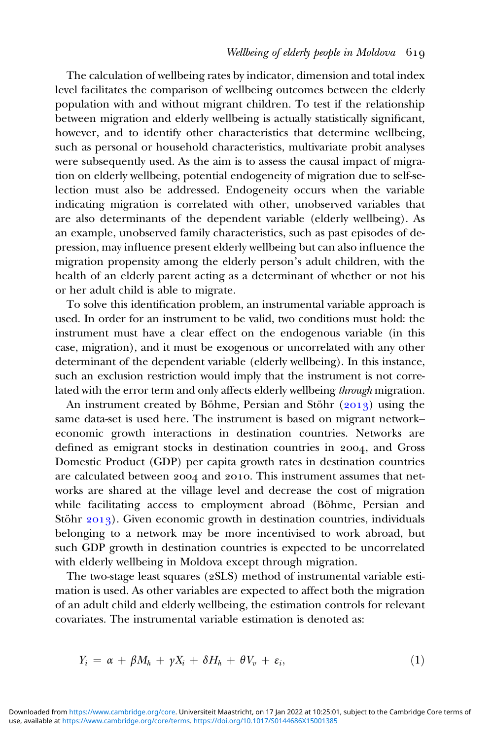The calculation of wellbeing rates by indicator, dimension and total index level facilitates the comparison of wellbeing outcomes between the elderly population with and without migrant children. To test if the relationship between migration and elderly wellbeing is actually statistically significant, however, and to identify other characteristics that determine wellbeing, such as personal or household characteristics, multivariate probit analyses were subsequently used. As the aim is to assess the causal impact of migration on elderly wellbeing, potential endogeneity of migration due to self-selection must also be addressed. Endogeneity occurs when the variable indicating migration is correlated with other, unobserved variables that are also determinants of the dependent variable (elderly wellbeing). As an example, unobserved family characteristics, such as past episodes of depression, may influence present elderly wellbeing but can also influence the migration propensity among the elderly person's adult children, with the health of an elderly parent acting as a determinant of whether or not his or her adult child is able to migrate.

To solve this identification problem, an instrumental variable approach is used. In order for an instrument to be valid, two conditions must hold: the instrument must have a clear effect on the endogenous variable (in this case, migration), and it must be exogenous or uncorrelated with any other determinant of the dependent variable (elderly wellbeing). In this instance, such an exclusion restriction would imply that the instrument is not correlated with the error term and only affects elderly wellbeing *through* migration.

An instrument created by Böhme, Persian and Stöhr (2013) using the same data-set is used here. The instrument is based on migrant network–economic growth interactions in destination countries. Networks are defined as emigrant stocks in destination countries in 2004, and Gross Domestic Product (GDP) per capita growth rates in destination countries are calculated between 2004 and 2010. This instrument assumes that networks are shared at the village level and decrease the cost of migration while facilitating access to employment abroad (Böhme, Persian and Stöhr 2013). Given economic growth in destination countries, individuals belonging to a network may be more incentivised to work abroad, but such GDP growth in destination countries is expected to be uncorrelated with elderly wellbeing in Moldova except through migration.

The two-stage least squares (2SLS) method of instrumental variable estimation is used. As other variables are expected to affect both the migration of an adult child and elderly wellbeing, the estimation controls for relevant covariates. The instrumental variable estimation is denoted as:

$$Y_i = \alpha + \beta M_h + \gamma X_i + \delta H_h + \theta V_v + \varepsilon_i, \tag{1}$$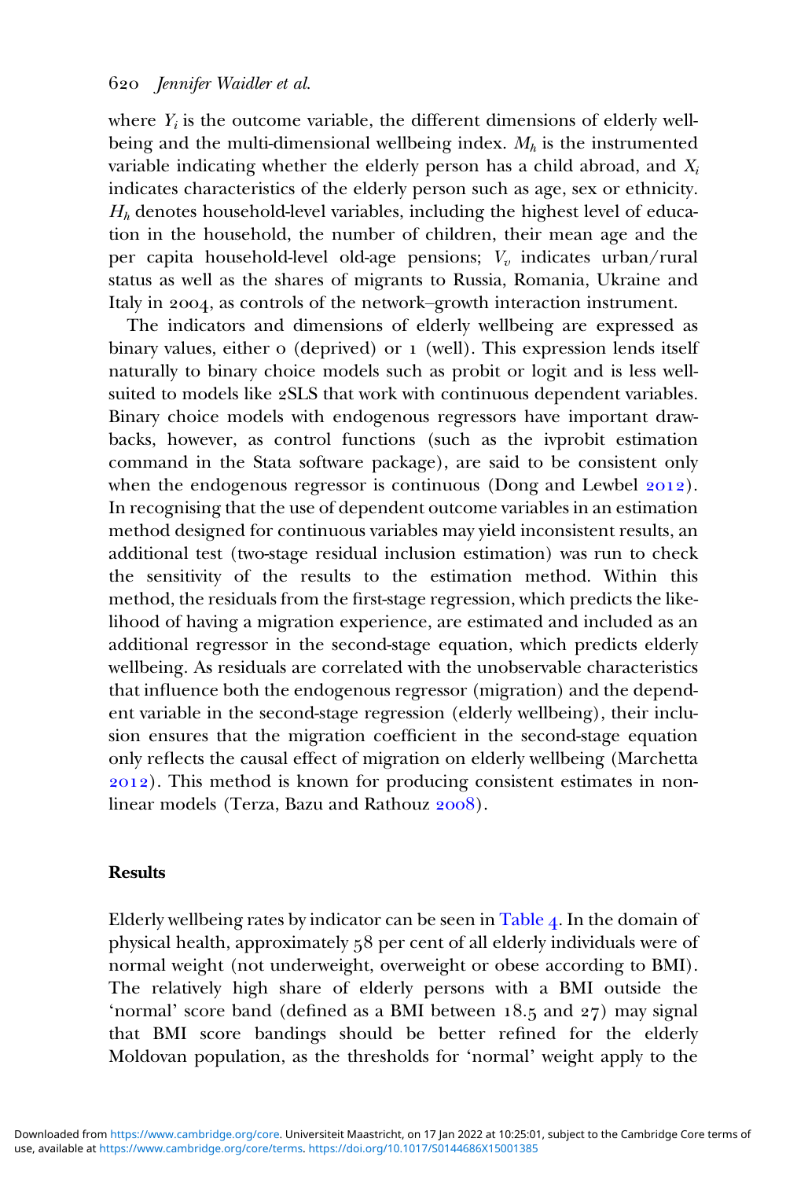where $Y_i$ is the outcome variable, the different dimensions of elderly wellbeing and the multi-dimensional wellbeing index. $M_h$ is the instrumented variable indicating whether the elderly person has a child abroad, and $X_i$ indicates characteristics of the elderly person such as age, sex or ethnicity. $H_h$ denotes household-level variables, including the highest level of education in the household, the number of children, their mean age and the per capita household-level old-age pensions; $V_v$ indicates urban/rural status as well as the shares of migrants to Russia, Romania, Ukraine and Italy in 2004, as controls of the network–growth interaction instrument.

The indicators and dimensions of elderly wellbeing are expressed as binary values, either 0 (deprived) or 1 (well). This expression lends itself naturally to binary choice models such as probit or logit and is less well-suited to models like 2SLS that work with continuous dependent variables. Binary choice models with endogenous regressors have important drawbacks, however, as control functions (such as the ivprobit estimation command in the Stata software package), are said to be consistent only when the endogenous regressor is continuous (Dong and Lewbel 2012). In recognising that the use of dependent outcome variables in an estimation method designed for continuous variables may yield inconsistent results, an additional test (two-stage residual inclusion estimation) was run to check the sensitivity of the results to the estimation method. Within this method, the residuals from the first-stage regression, which predicts the likelihood of having a migration experience, are estimated and included as an additional regressor in the second-stage equation, which predicts elderly wellbeing. As residuals are correlated with the unobservable characteristics that influence both the endogenous regressor (migration) and the dependent variable in the second-stage regression (elderly wellbeing), their inclusion ensures that the migration coefficient in the second-stage equation only reflects the causal effect of migration on elderly wellbeing (Marchetta 2012). This method is known for producing consistent estimates in non-linear models (Terza, Bazu and Rathouz 2008).

## Results

Elderly wellbeing rates by indicator can be seen in Table 4. In the domain of physical health, approximately 58 per cent of all elderly individuals were of normal weight (not underweight, overweight or obese according to BMI). The relatively high share of elderly persons with a BMI outside the 'normal' score band (defined as a BMI between 18.5 and 27) may signal that BMI score bandings should be better refined for the elderly Moldovan population, as the thresholds for 'normal' weight apply to the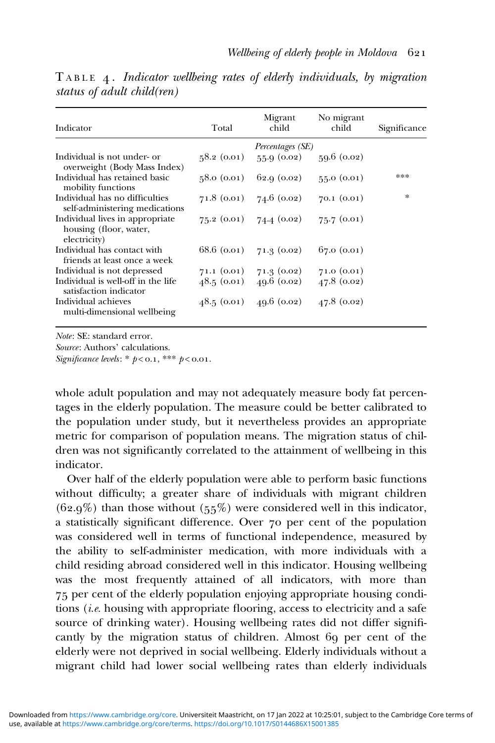TABLE 4. *Indicator wellbeing rates of elderly individuals, by migration status of adult child(ren)*

| Indicator | Total | Migrant child | No migrant child | Significance |
|---|---|---|---|---|
| | | *Percentages (SE)* | | |
| Individual is not under- or overweight (Body Mass Index) | 58.2 (0.01) | 55.9 (0.02) | 59.6 (0.02) | |
| Individual has retained basic mobility functions | 58.0 (0.01) | 62.9 (0.02) | 55.0 (0.01) | *** |
| Individual has no difficulties self-administering medications | 71.8 (0.01) | 74.6 (0.02) | 70.1 (0.01) | * |
| Individual lives in appropriate housing (floor, water, electricity) | 75.2 (0.01) | 74.4 (0.02) | 75.7 (0.01) | |
| Individual has contact with friends at least once a week | 68.6 (0.01) | 71.3 (0.02) | 67.0 (0.01) | |
| Individual is not depressed | 71.1 (0.01) | 71.3 (0.02) | 71.0 (0.01) | |
| Individual is well-off in the life satisfaction indicator | 48.5 (0.01) | 49.6 (0.02) | 47.8 (0.02) | |
| Individual achieves multi-dimensional wellbeing | 48.5 (0.01) | 49.6 (0.02) | 47.8 (0.02) | |

*Note*: SE: standard error.
*Source*: Authors' calculations.
*Significance levels*: * $p < 0.1$, *** $p < 0.01$.

whole adult population and may not adequately measure body fat percentages in the elderly population. The measure could be better calibrated to the population under study, but it nevertheless provides an appropriate metric for comparison of population means. The migration status of children was not significantly correlated to the attainment of wellbeing in this indicator.

Over half of the elderly population were able to perform basic functions without difficulty; a greater share of individuals with migrant children (62.9%) than those without (55%) were considered well in this indicator, a statistically significant difference. Over 70 per cent of the population was considered well in terms of functional independence, measured by the ability to self-administer medication, with more individuals with a child residing abroad considered well in this indicator. Housing wellbeing was the most frequently attained of all indicators, with more than 75 per cent of the elderly population enjoying appropriate housing conditions (*i.e.* housing with appropriate flooring, access to electricity and a safe source of drinking water). Housing wellbeing rates did not differ significantly by the migration status of children. Almost 69 per cent of the elderly were not deprived in social wellbeing. Elderly individuals without a migrant child had lower social wellbeing rates than elderly individuals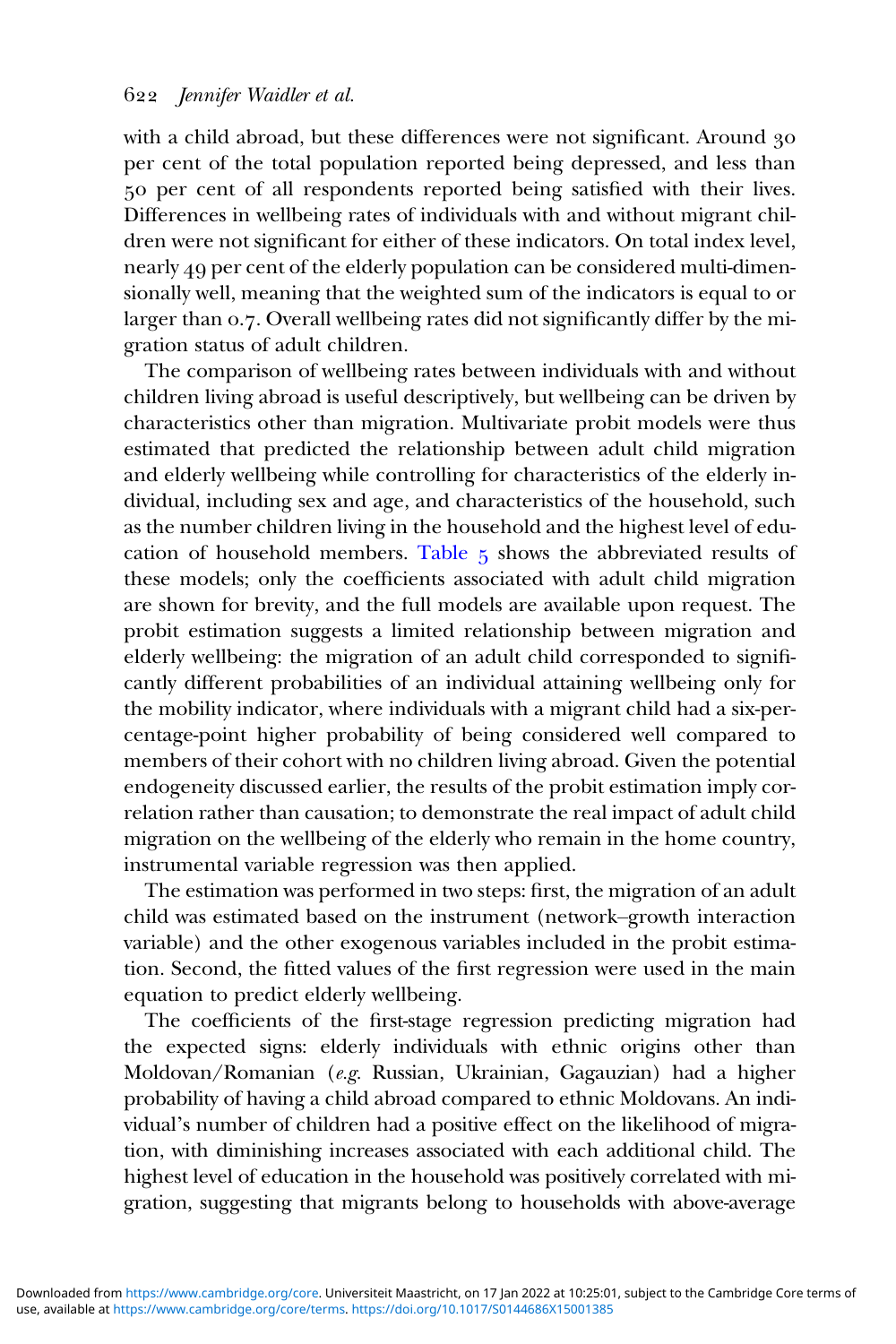with a child abroad, but these differences were not significant. Around 30 per cent of the total population reported being depressed, and less than 50 per cent of all respondents reported being satisfied with their lives. Differences in wellbeing rates of individuals with and without migrant children were not significant for either of these indicators. On total index level, nearly 49 per cent of the elderly population can be considered multi-dimensionally well, meaning that the weighted sum of the indicators is equal to or larger than 0.7. Overall wellbeing rates did not significantly differ by the migration status of adult children.

The comparison of wellbeing rates between individuals with and without children living abroad is useful descriptively, but wellbeing can be driven by characteristics other than migration. Multivariate probit models were thus estimated that predicted the relationship between adult child migration and elderly wellbeing while controlling for characteristics of the elderly individual, including sex and age, and characteristics of the household, such as the number children living in the household and the highest level of education of household members. Table 5 shows the abbreviated results of these models; only the coefficients associated with adult child migration are shown for brevity, and the full models are available upon request. The probit estimation suggests a limited relationship between migration and elderly wellbeing: the migration of an adult child corresponded to significantly different probabilities of an individual attaining wellbeing only for the mobility indicator, where individuals with a migrant child had a six-percentage-point higher probability of being considered well compared to members of their cohort with no children living abroad. Given the potential endogeneity discussed earlier, the results of the probit estimation imply correlation rather than causation; to demonstrate the real impact of adult child migration on the wellbeing of the elderly who remain in the home country, instrumental variable regression was then applied.

The estimation was performed in two steps: first, the migration of an adult child was estimated based on the instrument (network–growth interaction variable) and the other exogenous variables included in the probit estimation. Second, the fitted values of the first regression were used in the main equation to predict elderly wellbeing.

The coefficients of the first-stage regression predicting migration had the expected signs: elderly individuals with ethnic origins other than Moldovan/Romanian (*e.g.* Russian, Ukrainian, Gagauzian) had a higher probability of having a child abroad compared to ethnic Moldovans. An individual's number of children had a positive effect on the likelihood of migration, with diminishing increases associated with each additional child. The highest level of education in the household was positively correlated with migration, suggesting that migrants belong to households with above-average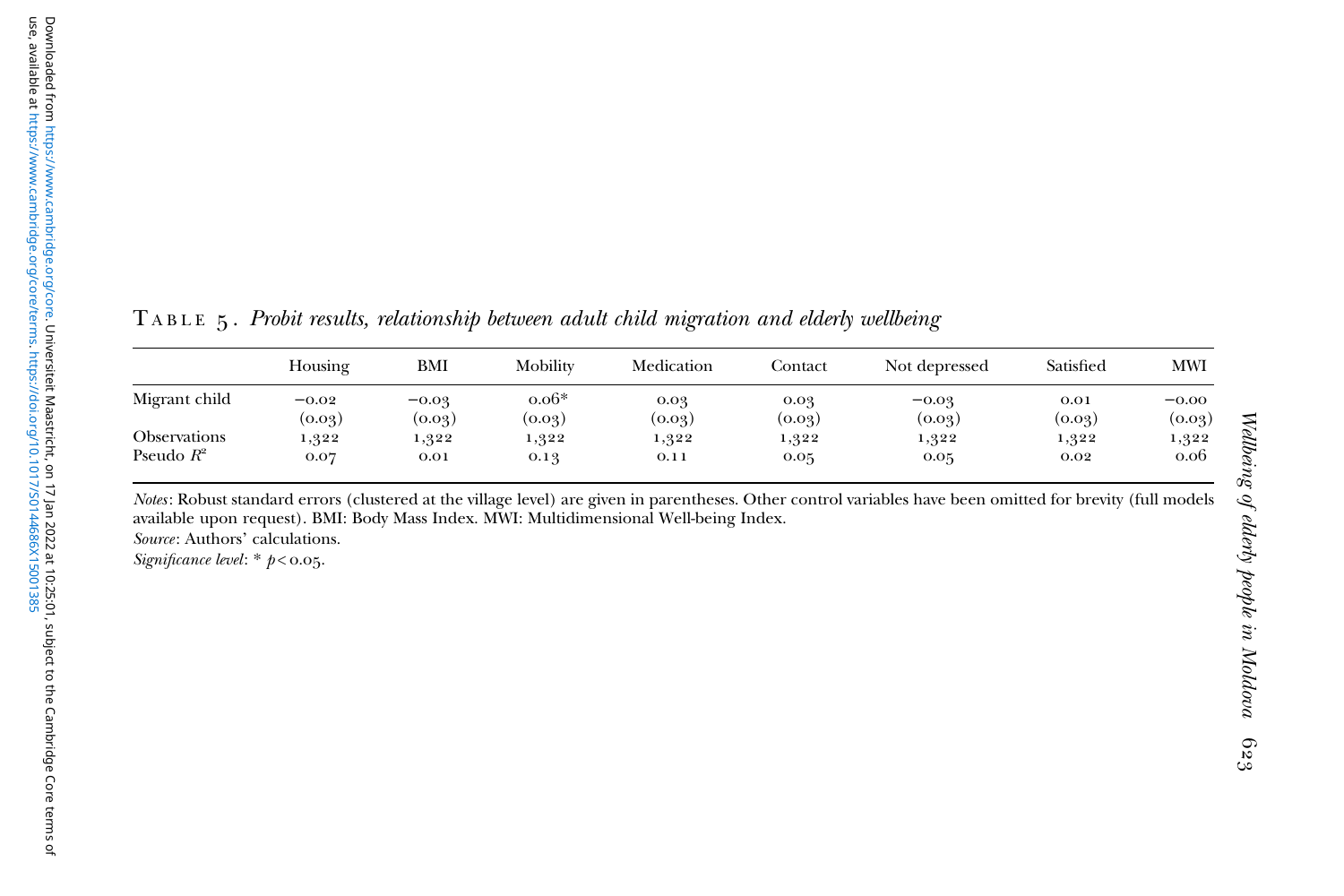TABLE 5. *Probit results, relationship between adult child migration and elderly wellbeing*

| | Housing | BMI | Mobility | Medication | Contact | Not depressed | Satisfied | MWI |
|---|---|---|---|---|---|---|---|---|
| Migrant child | −0.02 | −0.03 | 0.06* | 0.03 | 0.03 | −0.03 | 0.01 | −0.00 |
| | (0.03) | (0.03) | (0.03) | (0.03) | (0.03) | (0.03) | (0.03) | (0.03) |
| Observations | 1,322 | 1,322 | 1,322 | 1,322 | 1,322 | 1,322 | 1,322 | 1,322 |
| Pseudo $R^2$ | 0.07 | 0.01 | 0.13 | 0.11 | 0.05 | 0.05 | 0.02 | 0.06 |

*Notes*: Robust standard errors (clustered at the village level) are given in parentheses. Other control variables have been omitted for brevity (full models available upon request). BMI: Body Mass Index. MWI: Multidimensional Well-being Index.

*Source*: Authors' calculations.

*Significance level*: * $p < 0.05$.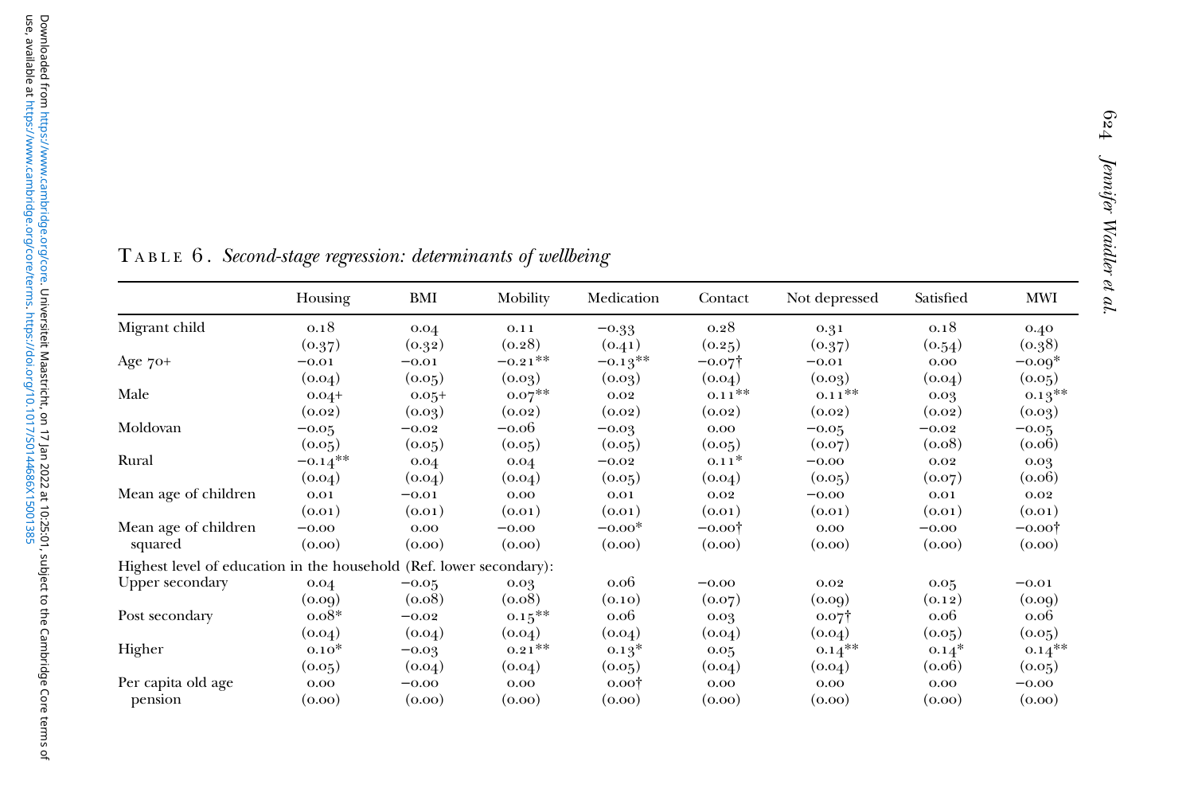TABLE 6. *Second-stage regression: determinants of wellbeing*

| | Housing | BMI | Mobility | Medication | Contact | Not depressed | Satisfied | MWI |
|---|---|---|---|---|---|---|---|---|
| Migrant child | 0.18 | 0.04 | 0.11 | −0.33 | 0.28 | 0.31 | 0.18 | 0.40 |
| | (0.37) | (0.32) | (0.28) | (0.41) | (0.25) | (0.37) | (0.54) | (0.38) |
| Age 70+ | −0.01 | −0.01 | −0.21** | −0.13** | −0.07† | −0.01 | 0.00 | −0.09* |
| | (0.04) | (0.05) | (0.03) | (0.03) | (0.04) | (0.03) | (0.04) | (0.05) |
| Male | 0.04+ | 0.05+ | 0.07** | 0.02 | 0.11** | 0.11** | 0.03 | 0.13** |
| | (0.02) | (0.03) | (0.02) | (0.02) | (0.02) | (0.02) | (0.02) | (0.03) |
| Moldovan | −0.05 | −0.02 | −0.06 | −0.03 | 0.00 | −0.05 | −0.02 | −0.05 |
| | (0.05) | (0.05) | (0.05) | (0.05) | (0.05) | (0.07) | (0.08) | (0.06) |
| Rural | −0.14** | 0.04 | 0.04 | −0.02 | 0.11* | −0.00 | 0.02 | 0.03 |
| | (0.04) | (0.04) | (0.04) | (0.05) | (0.04) | (0.05) | (0.07) | (0.06) |
| Mean age of children | 0.01 | −0.01 | 0.00 | 0.01 | 0.02 | −0.00 | 0.01 | 0.02 |
| | (0.01) | (0.01) | (0.01) | (0.01) | (0.01) | (0.01) | (0.01) | (0.01) |
| Mean age of children squared | −0.00 | 0.00 | −0.00 | −0.00* | −0.00† | 0.00 | −0.00 | −0.00† |
| | (0.00) | (0.00) | (0.00) | (0.00) | (0.00) | (0.00) | (0.00) | (0.00) |
| Highest level of education in the household (Ref. lower secondary): | | | | | | | | |
| Upper secondary | 0.04 | −0.05 | 0.03 | 0.06 | −0.00 | 0.02 | 0.05 | −0.01 |
| | (0.09) | (0.08) | (0.08) | (0.10) | (0.07) | (0.09) | (0.12) | (0.09) |
| Post secondary | 0.08* | −0.02 | 0.15** | 0.06 | 0.03 | 0.07† | 0.06 | 0.06 |
| | (0.04) | (0.04) | (0.04) | (0.04) | (0.04) | (0.04) | (0.05) | (0.05) |
| Higher | 0.10* | −0.03 | 0.21** | 0.13* | 0.05 | 0.14** | 0.14* | 0.14** |
| | (0.05) | (0.04) | (0.04) | (0.05) | (0.04) | (0.04) | (0.06) | (0.05) |
| Per capita old age pension | 0.00 | −0.00 | 0.00 | 0.00† | 0.00 | 0.00 | 0.00 | −0.00 |
| | (0.00) | (0.00) | (0.00) | (0.00) | (0.00) | (0.00) | (0.00) | (0.00) |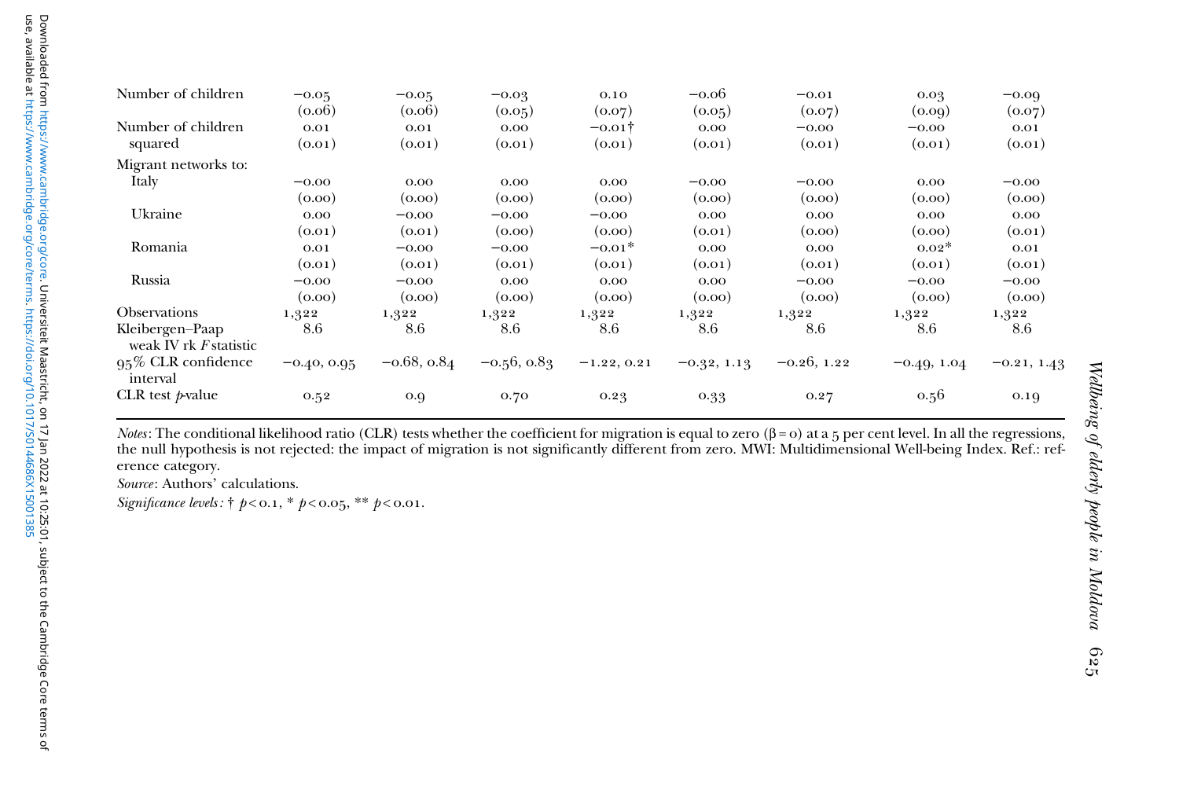| | | | | | | | | |
|---|---|---|---|---|---|---|---|---|
| Number of children | −0.05 | −0.05 | −0.03 | 0.10 | −0.06 | −0.01 | 0.03 | −0.09 |
| | (0.06) | (0.06) | (0.05) | (0.07) | (0.05) | (0.07) | (0.09) | (0.07) |
| Number of children squared | 0.01 | 0.01 | 0.00 | −0.01† | 0.00 | −0.00 | −0.00 | 0.01 |
| | (0.01) | (0.01) | (0.01) | (0.01) | (0.01) | (0.01) | (0.01) | (0.01) |
| Migrant networks to: | | | | | | | | |
| Italy | −0.00 | 0.00 | 0.00 | 0.00 | −0.00 | −0.00 | 0.00 | −0.00 |
| | (0.00) | (0.00) | (0.00) | (0.00) | (0.00) | (0.00) | (0.00) | (0.00) |
| Ukraine | 0.00 | −0.00 | −0.00 | −0.00 | 0.00 | 0.00 | 0.00 | 0.00 |
| | (0.01) | (0.01) | (0.00) | (0.00) | (0.01) | (0.00) | (0.00) | (0.01) |
| Romania | 0.01 | −0.00 | −0.00 | −0.01* | 0.00 | 0.00 | 0.02* | 0.01 |
| | (0.01) | (0.01) | (0.01) | (0.01) | (0.01) | (0.01) | (0.01) | (0.01) |
| Russia | −0.00 | −0.00 | 0.00 | 0.00 | 0.00 | −0.00 | −0.00 | −0.00 |
| | (0.00) | (0.00) | (0.00) | (0.00) | (0.00) | (0.00) | (0.00) | (0.00) |
| Observations | 1,322 | 1,322 | 1,322 | 1,322 | 1,322 | 1,322 | 1,322 | 1,322 |
| Kleibergen–Paap weak IV rk *F* statistic | 8.6 | 8.6 | 8.6 | 8.6 | 8.6 | 8.6 | 8.6 | 8.6 |
| 95% CLR confidence interval | −0.40, 0.95 | −0.68, 0.84 | −0.56, 0.83 | −1.22, 0.21 | −0.32, 1.13 | −0.26, 1.22 | −0.49, 1.04 | −0.21, 1.43 |
| CLR test *p*-value | 0.52 | 0.9 | 0.70 | 0.23 | 0.33 | 0.27 | 0.56 | 0.19 |

*Notes*: The conditional likelihood ratio (CLR) tests whether the coefficient for migration is equal to zero (β = 0) at a 5 per cent level. In all the regressions, the null hypothesis is not rejected: the impact of migration is not significantly different from zero. MWI: Multidimensional Well-being Index. Ref.: reference category.

*Source*: Authors' calculations.

*Significance levels*: † $p < 0.1$, * $p < 0.05$, ** $p < 0.01$.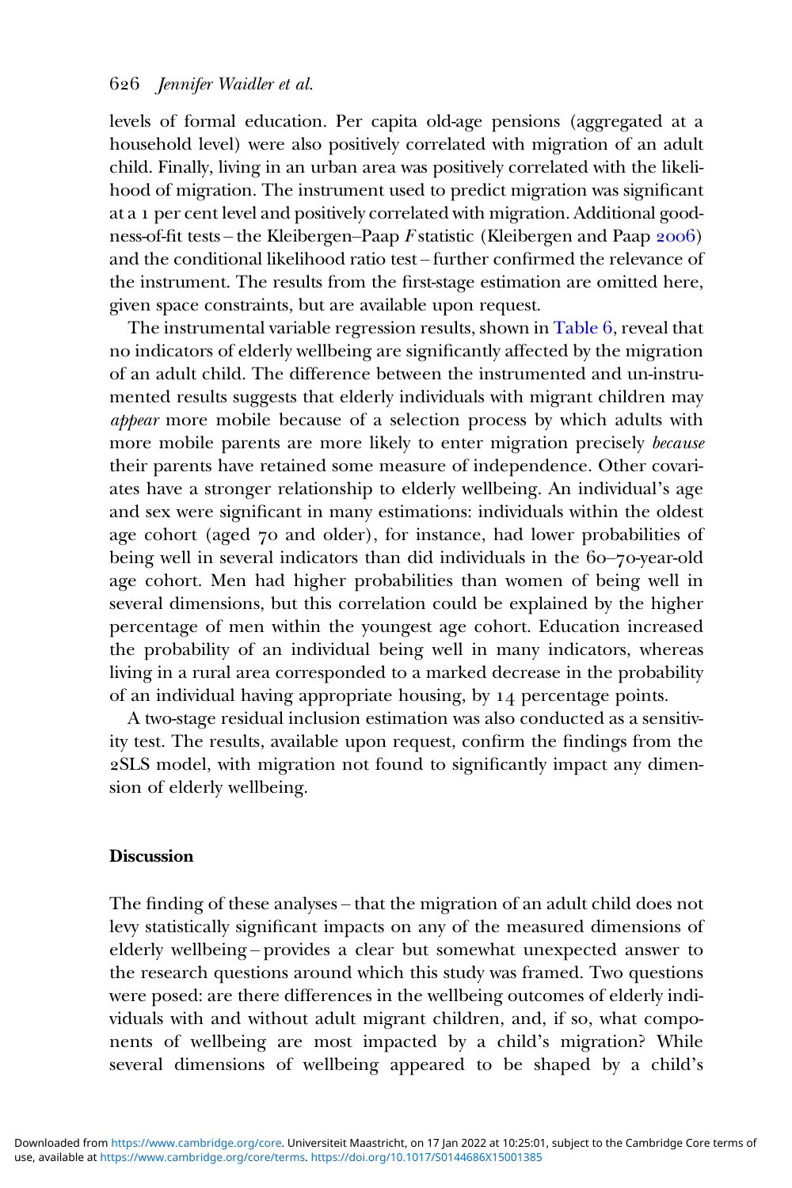levels of formal education. Per capita old-age pensions (aggregated at a household level) were also positively correlated with migration of an adult child. Finally, living in an urban area was positively correlated with the likelihood of migration. The instrument used to predict migration was significant at a 1 per cent level and positively correlated with migration. Additional goodness-of-fit tests – the Kleibergen–Paap *F* statistic (Kleibergen and Paap 2006) and the conditional likelihood ratio test – further confirmed the relevance of the instrument. The results from the first-stage estimation are omitted here, given space constraints, but are available upon request.

The instrumental variable regression results, shown in Table 6, reveal that no indicators of elderly wellbeing are significantly affected by the migration of an adult child. The difference between the instrumented and un-instrumented results suggests that elderly individuals with migrant children may *appear* more mobile because of a selection process by which adults with more mobile parents are more likely to enter migration precisely *because* their parents have retained some measure of independence. Other covariates have a stronger relationship to elderly wellbeing. An individual's age and sex were significant in many estimations: individuals within the oldest age cohort (aged 70 and older), for instance, had lower probabilities of being well in several indicators than did individuals in the 60–70-year-old age cohort. Men had higher probabilities than women of being well in several dimensions, but this correlation could be explained by the higher percentage of men within the youngest age cohort. Education increased the probability of an individual being well in many indicators, whereas living in a rural area corresponded to a marked decrease in the probability of an individual having appropriate housing, by 14 percentage points.

A two-stage residual inclusion estimation was also conducted as a sensitivity test. The results, available upon request, confirm the findings from the 2SLS model, with migration not found to significantly impact any dimension of elderly wellbeing.

## Discussion

The finding of these analyses – that the migration of an adult child does not levy statistically significant impacts on any of the measured dimensions of elderly wellbeing – provides a clear but somewhat unexpected answer to the research questions around which this study was framed. Two questions were posed: are there differences in the wellbeing outcomes of elderly individuals with and without adult migrant children, and, if so, what components of wellbeing are most impacted by a child's migration? While several dimensions of wellbeing appeared to be shaped by a child's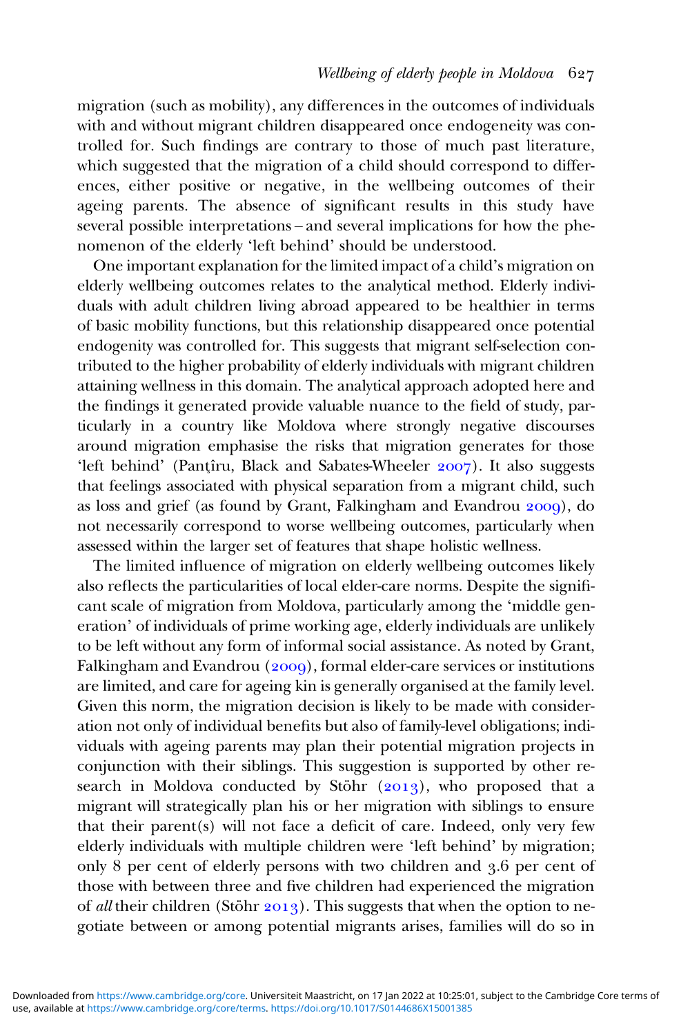migration (such as mobility), any differences in the outcomes of individuals with and without migrant children disappeared once endogeneity was controlled for. Such findings are contrary to those of much past literature, which suggested that the migration of a child should correspond to differences, either positive or negative, in the wellbeing outcomes of their ageing parents. The absence of significant results in this study have several possible interpretations – and several implications for how the phenomenon of the elderly 'left behind' should be understood.

One important explanation for the limited impact of a child's migration on elderly wellbeing outcomes relates to the analytical method. Elderly individuals with adult children living abroad appeared to be healthier in terms of basic mobility functions, but this relationship disappeared once potential endogenity was controlled for. This suggests that migrant self-selection contributed to the higher probability of elderly individuals with migrant children attaining wellness in this domain. The analytical approach adopted here and the findings it generated provide valuable nuance to the field of study, particularly in a country like Moldova where strongly negative discourses around migration emphasise the risks that migration generates for those 'left behind' (Panţîru, Black and Sabates-Wheeler 2007). It also suggests that feelings associated with physical separation from a migrant child, such as loss and grief (as found by Grant, Falkingham and Evandrou 2009), do not necessarily correspond to worse wellbeing outcomes, particularly when assessed within the larger set of features that shape holistic wellness.

The limited influence of migration on elderly wellbeing outcomes likely also reflects the particularities of local elder-care norms. Despite the significant scale of migration from Moldova, particularly among the 'middle generation' of individuals of prime working age, elderly individuals are unlikely to be left without any form of informal social assistance. As noted by Grant, Falkingham and Evandrou (2009), formal elder-care services or institutions are limited, and care for ageing kin is generally organised at the family level. Given this norm, the migration decision is likely to be made with consideration not only of individual benefits but also of family-level obligations; individuals with ageing parents may plan their potential migration projects in conjunction with their siblings. This suggestion is supported by other research in Moldova conducted by Stöhr (2013), who proposed that a migrant will strategically plan his or her migration with siblings to ensure that their parent(s) will not face a deficit of care. Indeed, only very few elderly individuals with multiple children were 'left behind' by migration; only 8 per cent of elderly persons with two children and 3.6 per cent of those with between three and five children had experienced the migration of *all* their children (Stöhr 2013). This suggests that when the option to negotiate between or among potential migrants arises, families will do so in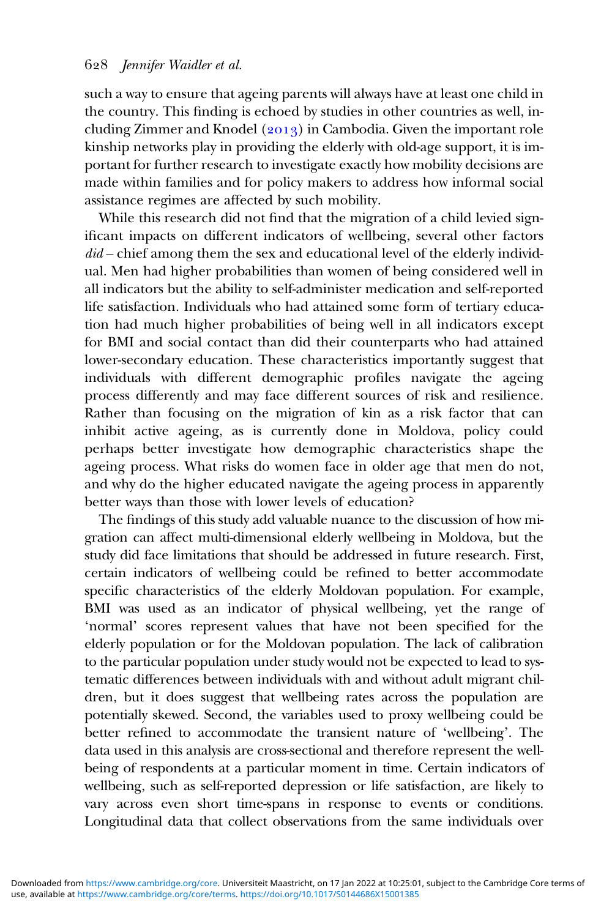such a way to ensure that ageing parents will always have at least one child in the country. This finding is echoed by studies in other countries as well, including Zimmer and Knodel (2013) in Cambodia. Given the important role kinship networks play in providing the elderly with old-age support, it is important for further research to investigate exactly how mobility decisions are made within families and for policy makers to address how informal social assistance regimes are affected by such mobility.

While this research did not find that the migration of a child levied significant impacts on different indicators of wellbeing, several other factors *did* – chief among them the sex and educational level of the elderly individual. Men had higher probabilities than women of being considered well in all indicators but the ability to self-administer medication and self-reported life satisfaction. Individuals who had attained some form of tertiary education had much higher probabilities of being well in all indicators except for BMI and social contact than did their counterparts who had attained lower-secondary education. These characteristics importantly suggest that individuals with different demographic profiles navigate the ageing process differently and may face different sources of risk and resilience. Rather than focusing on the migration of kin as a risk factor that can inhibit active ageing, as is currently done in Moldova, policy could perhaps better investigate how demographic characteristics shape the ageing process. What risks do women face in older age that men do not, and why do the higher educated navigate the ageing process in apparently better ways than those with lower levels of education?

The findings of this study add valuable nuance to the discussion of how migration can affect multi-dimensional elderly wellbeing in Moldova, but the study did face limitations that should be addressed in future research. First, certain indicators of wellbeing could be refined to better accommodate specific characteristics of the elderly Moldovan population. For example, BMI was used as an indicator of physical wellbeing, yet the range of 'normal' scores represent values that have not been specified for the elderly population or for the Moldovan population. The lack of calibration to the particular population under study would not be expected to lead to systematic differences between individuals with and without adult migrant children, but it does suggest that wellbeing rates across the population are potentially skewed. Second, the variables used to proxy wellbeing could be better refined to accommodate the transient nature of 'wellbeing'. The data used in this analysis are cross-sectional and therefore represent the wellbeing of respondents at a particular moment in time. Certain indicators of wellbeing, such as self-reported depression or life satisfaction, are likely to vary across even short time-spans in response to events or conditions. Longitudinal data that collect observations from the same individuals over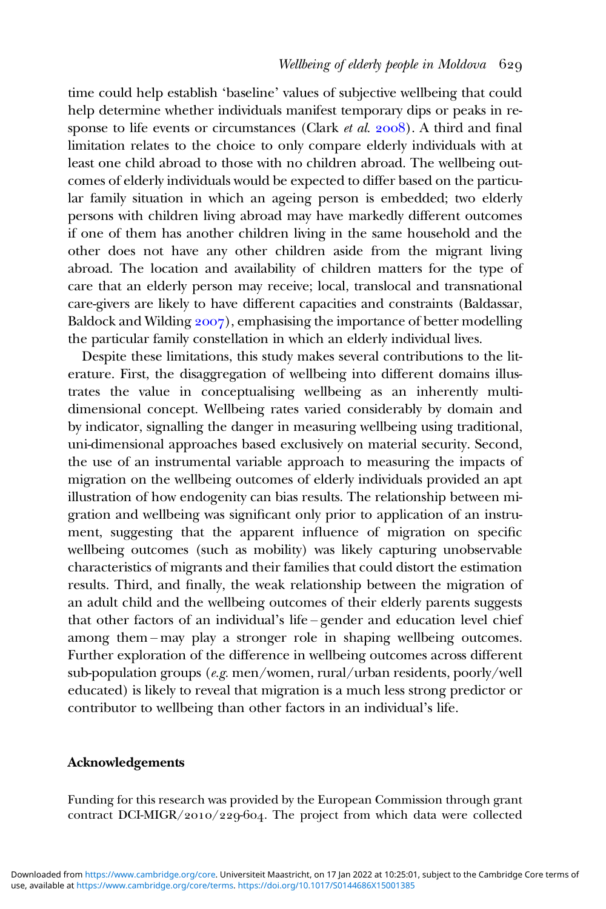time could help establish 'baseline' values of subjective wellbeing that could help determine whether individuals manifest temporary dips or peaks in response to life events or circumstances (Clark *et al.* 2008). A third and final limitation relates to the choice to only compare elderly individuals with at least one child abroad to those with no children abroad. The wellbeing outcomes of elderly individuals would be expected to differ based on the particular family situation in which an ageing person is embedded; two elderly persons with children living abroad may have markedly different outcomes if one of them has another children living in the same household and the other does not have any other children aside from the migrant living abroad. The location and availability of children matters for the type of care that an elderly person may receive; local, translocal and transnational care-givers are likely to have different capacities and constraints (Baldassar, Baldock and Wilding 2007), emphasising the importance of better modelling the particular family constellation in which an elderly individual lives.

Despite these limitations, this study makes several contributions to the literature. First, the disaggregation of wellbeing into different domains illustrates the value in conceptualising wellbeing as an inherently multi-dimensional concept. Wellbeing rates varied considerably by domain and by indicator, signalling the danger in measuring wellbeing using traditional, uni-dimensional approaches based exclusively on material security. Second, the use of an instrumental variable approach to measuring the impacts of migration on the wellbeing outcomes of elderly individuals provided an apt illustration of how endogenity can bias results. The relationship between migration and wellbeing was significant only prior to application of an instrument, suggesting that the apparent influence of migration on specific wellbeing outcomes (such as mobility) was likely capturing unobservable characteristics of migrants and their families that could distort the estimation results. Third, and finally, the weak relationship between the migration of an adult child and the wellbeing outcomes of their elderly parents suggests that other factors of an individual's life – gender and education level chief among them – may play a stronger role in shaping wellbeing outcomes. Further exploration of the difference in wellbeing outcomes across different sub-population groups (*e.g.* men/women, rural/urban residents, poorly/well educated) is likely to reveal that migration is a much less strong predictor or contributor to wellbeing than other factors in an individual's life.

## Acknowledgements

Funding for this research was provided by the European Commission through grant contract DCI-MIGR/2010/229-604. The project from which data were collected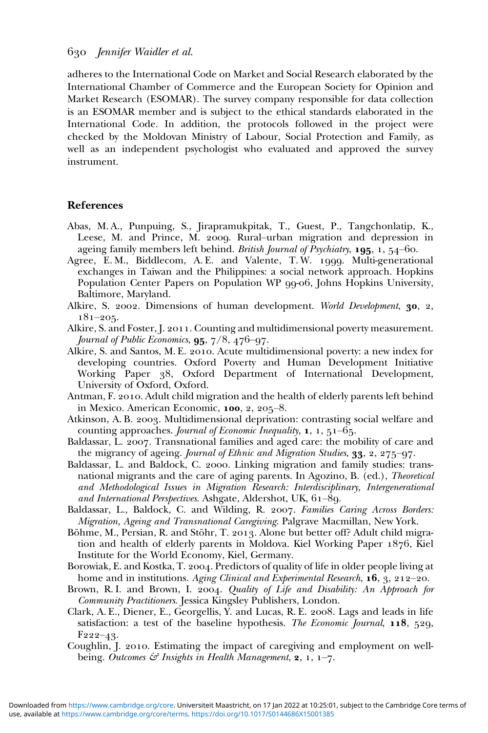adheres to the International Code on Market and Social Research elaborated by the International Chamber of Commerce and the European Society for Opinion and Market Research (ESOMAR). The survey company responsible for data collection is an ESOMAR member and is subject to the ethical standards elaborated in the International Code. In addition, the protocols followed in the project were checked by the Moldovan Ministry of Labour, Social Protection and Family, as well as an independent psychologist who evaluated and approved the survey instrument.

## References

Abas, M. A., Punpuing, S., Jirapramukpitak, T., Guest, P., Tangchonlatip, K., Leese, M. and Prince, M. 2009. Rural–urban migration and depression in ageing family members left behind. *British Journal of Psychiatry*, **195**, 1, 54–60.

Agree, E. M., Biddlecom, A. E. and Valente, T. W. 1999. Multi-generational exchanges in Taiwan and the Philippines: a social network approach. Hopkins Population Center Papers on Population WP 99-06, Johns Hopkins University, Baltimore, Maryland.

Alkire, S. 2002. Dimensions of human development. *World Development*, **30**, 2, 181–205.

Alkire, S. and Foster, J. 2011. Counting and multidimensional poverty measurement. *Journal of Public Economics*, **95**, 7/8, 476–97.

Alkire, S. and Santos, M. E. 2010. Acute multidimensional poverty: a new index for developing countries. Oxford Poverty and Human Development Initiative Working Paper 38, Oxford Department of International Development, University of Oxford, Oxford.

Antman, F. 2010. Adult child migration and the health of elderly parents left behind in Mexico. American Economic, **100**, 2, 205–8.

Atkinson, A. B. 2003. Multidimensional deprivation: contrasting social welfare and counting approaches. *Journal of Economic Inequality*, **1**, 1, 51–65.

Baldassar, L. 2007. Transnational families and aged care: the mobility of care and the migrancy of ageing. *Journal of Ethnic and Migration Studies*, **33**, 2, 275–97.

Baldassar, L. and Baldock, C. 2000. Linking migration and family studies: transnational migrants and the care of aging parents. In Agozino, B. (ed.), *Theoretical and Methodological Issues in Migration Research: Interdisciplinary, Intergenerational and International Perspectives*. Ashgate, Aldershot, UK, 61–89.

Baldassar, L., Baldock, C. and Wilding, R. 2007. *Families Caring Across Borders: Migration, Ageing and Transnational Caregiving*. Palgrave Macmillan, New York.

Böhme, M., Persian, R. and Stöhr, T. 2013. Alone but better off? Adult child migration and health of elderly parents in Moldova. Kiel Working Paper 1876, Kiel Institute for the World Economy, Kiel, Germany.

Borowiak, E. and Kostka, T. 2004. Predictors of quality of life in older people living at home and in institutions. *Aging Clinical and Experimental Research*, **16**, 3, 212–20.

Brown, R. I. and Brown, I. 2004. *Quality of Life and Disability: An Approach for Community Practitioners*. Jessica Kingsley Publishers, London.

Clark, A. E., Diener, E., Georgellis, Y. and Lucas, R. E. 2008. Lags and leads in life satisfaction: a test of the baseline hypothesis. *The Economic Journal*, **118**, 529, F222–43.

Coughlin, J. 2010. Estimating the impact of caregiving and employment on well-being. *Outcomes & Insights in Health Management*, **2**, 1, 1–7.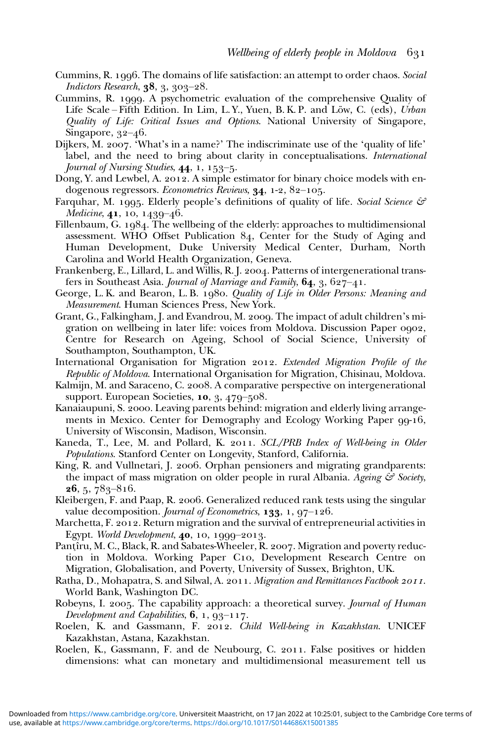Cummins, R. 1996. The domains of life satisfaction: an attempt to order chaos. *Social Indictors Research*, **38**, 3, 303–28.

Cummins, R. 1999. A psychometric evaluation of the comprehensive Quality of Life Scale – Fifth Edition. In Lim, L. Y., Yuen, B. K. P. and Löw, C. (eds), *Urban Quality of Life: Critical Issues and Options*. National University of Singapore, Singapore, 32–46.

Dijkers, M. 2007. 'What's in a name?' The indiscriminate use of the 'quality of life' label, and the need to bring about clarity in conceptualisations. *International Journal of Nursing Studies*, **44**, 1, 153–5.

Dong, Y. and Lewbel, A. 2012. A simple estimator for binary choice models with endogenous regressors. *Econometrics Reviews*, **34**, 1-2, 82–105.

Farquhar, M. 1995. Elderly people's definitions of quality of life. *Social Science & Medicine*, **41**, 10, 1439–46.

Fillenbaum, G. 1984. The wellbeing of the elderly: approaches to multidimensional assessment. WHO Offset Publication 84, Center for the Study of Aging and Human Development, Duke University Medical Center, Durham, North Carolina and World Health Organization, Geneva.

Frankenberg, E., Lillard, L. and Willis, R. J. 2004. Patterns of intergenerational transfers in Southeast Asia. *Journal of Marriage and Family*, **64**, 3, 627–41.

George, L. K. and Bearon, L. B. 1980. *Quality of Life in Older Persons: Meaning and Measurement*. Human Sciences Press, New York.

Grant, G., Falkingham, J. and Evandrou, M. 2009. The impact of adult children's migration on wellbeing in later life: voices from Moldova. Discussion Paper 0902, Centre for Research on Ageing, School of Social Science, University of Southampton, Southampton, UK.

International Organisation for Migration 2012. *Extended Migration Profile of the Republic of Moldova*. International Organisation for Migration, Chisinau, Moldova.

Kalmijn, M. and Saraceno, C. 2008. A comparative perspective on intergenerational support. European Societies, **10**, 3, 479–508.

Kanaiaupuni, S. 2000. Leaving parents behind: migration and elderly living arrangements in Mexico. Center for Demography and Ecology Working Paper 99-16, University of Wisconsin, Madison, Wisconsin.

Kaneda, T., Lee, M. and Pollard, K. 2011. *SCL/PRB Index of Well-being in Older Populations*. Stanford Center on Longevity, Stanford, California.

King, R. and Vullnetari, J. 2006. Orphan pensioners and migrating grandparents: the impact of mass migration on older people in rural Albania. *Ageing & Society*, **26**, 5, 783–816.

Kleibergen, F. and Paap, R. 2006. Generalized reduced rank tests using the singular value decomposition. *Journal of Econometrics*, **133**, 1, 97–126.

Marchetta, F. 2012. Return migration and the survival of entrepreneurial activities in Egypt. *World Development*, **40**, 10, 1999–2013.

Panţîru, M. C., Black, R. and Sabates-Wheeler, R. 2007. Migration and poverty reduction in Moldova. Working Paper C10, Development Research Centre on Migration, Globalisation, and Poverty, University of Sussex, Brighton, UK.

Ratha, D., Mohapatra, S. and Silwal, A. 2011. *Migration and Remittances Factbook 2011*. World Bank, Washington DC.

Robeyns, I. 2005. The capability approach: a theoretical survey. *Journal of Human Development and Capabilities*, **6**, 1, 93–117.

Roelen, K. and Gassmann, F. 2012. *Child Well-being in Kazakhstan*. UNICEF Kazakhstan, Astana, Kazakhstan.

Roelen, K., Gassmann, F. and de Neubourg, C. 2011. False positives or hidden dimensions: what can monetary and multidimensional measurement tell us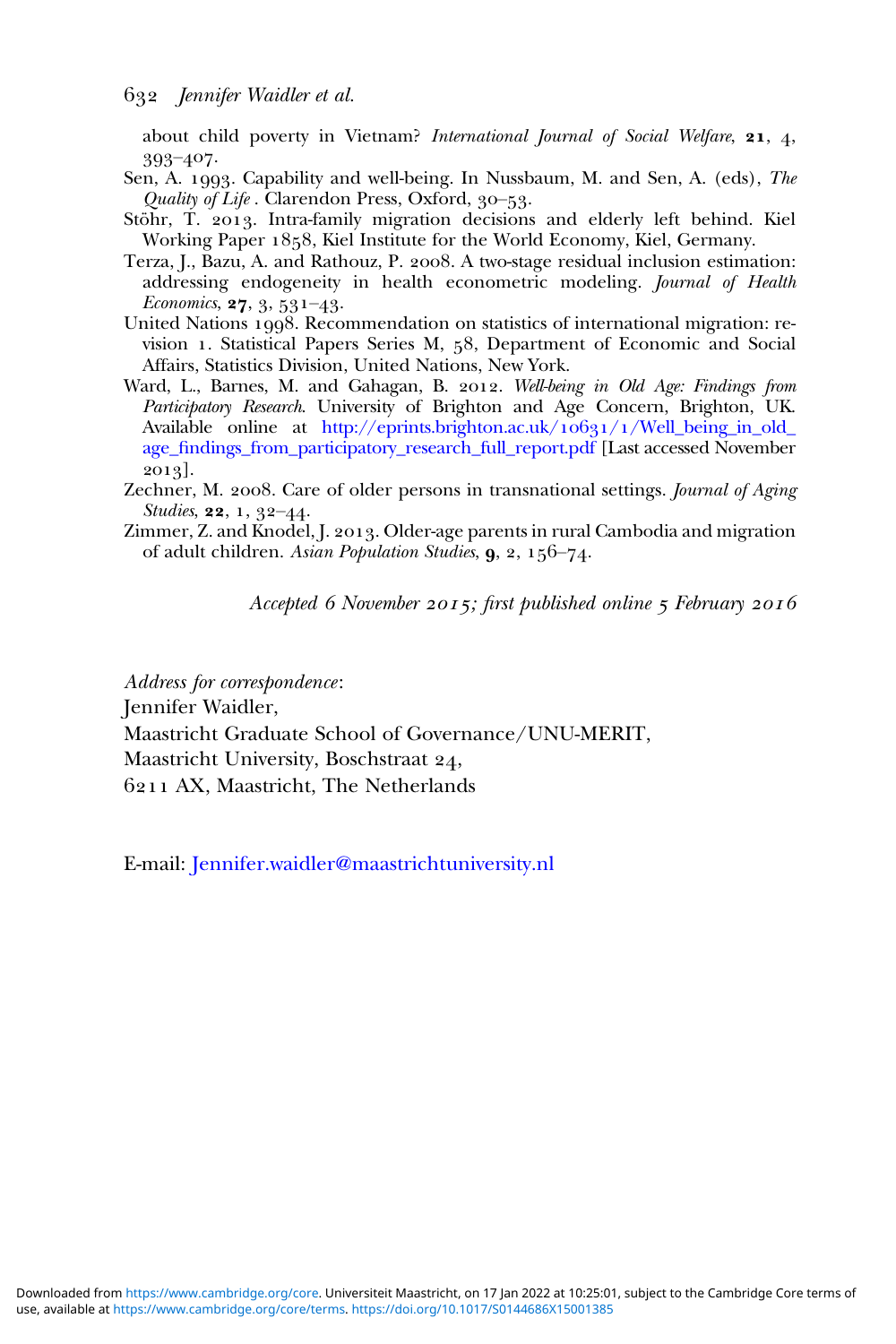about child poverty in Vietnam? *International Journal of Social Welfare*, **21**, 4, 393–407.

Sen, A. 1993. Capability and well-being. In Nussbaum, M. and Sen, A. (eds), *The Quality of Life* . Clarendon Press, Oxford, 30–53.

Stöhr, T. 2013. Intra-family migration decisions and elderly left behind. Kiel Working Paper 1858, Kiel Institute for the World Economy, Kiel, Germany.

Terza, J., Bazu, A. and Rathouz, P. 2008. A two-stage residual inclusion estimation: addressing endogeneity in health econometric modeling. *Journal of Health Economics*, **27**, 3, 531–43.

United Nations 1998. Recommendation on statistics of international migration: revision 1. Statistical Papers Series M, 58, Department of Economic and Social Affairs, Statistics Division, United Nations, New York.

Ward, L., Barnes, M. and Gahagan, B. 2012. *Well-being in Old Age: Findings from Participatory Research*. University of Brighton and Age Concern, Brighton, UK. Available online at http://eprints.brighton.ac.uk/10631/1/Well_being_in_old_age_findings_from_participatory_research_full_report.pdf [Last accessed November 2013].

Zechner, M. 2008. Care of older persons in transnational settings. *Journal of Aging Studies*, **22**, 1, 32–44.

Zimmer, Z. and Knodel, J. 2013. Older-age parents in rural Cambodia and migration of adult children. *Asian Population Studies*, **9**, 2, 156–74.

*Accepted 6 November 2015; first published online 5 February 2016*

*Address for correspondence*:
Jennifer Waidler,
Maastricht Graduate School of Governance/UNU-MERIT,
Maastricht University, Boschstraat 24,
6211 AX, Maastricht, The Netherlands

E-mail: Jennifer.waidler@maastrichtuniversity.nl